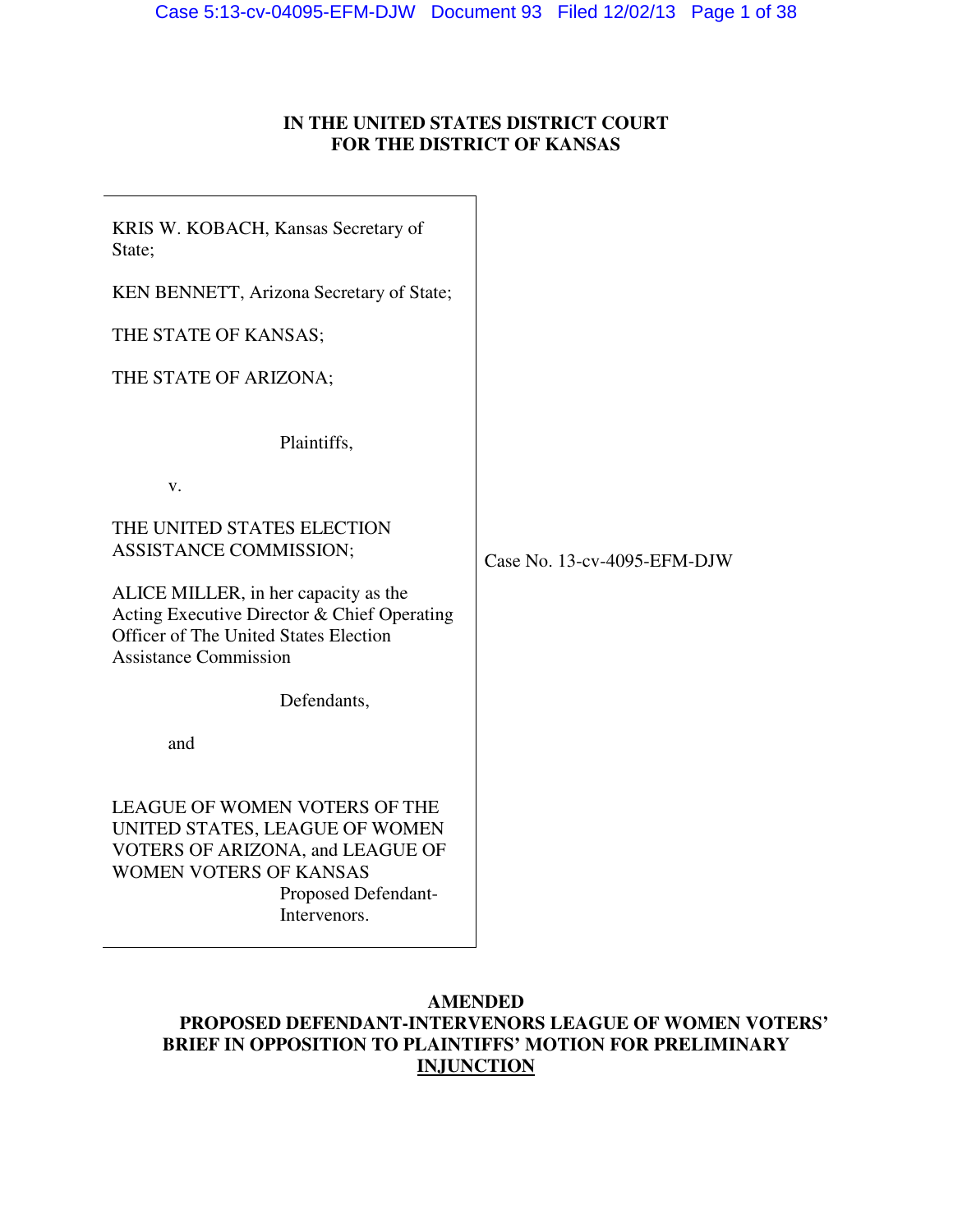**IN THE UNITED STATES DISTRICT COURT**
**FOR THE DISTRICT OF KANSAS**

| | |
|---|---|
| KRIS W. KOBACH, Kansas Secretary of State;<br><br>KEN BENNETT, Arizona Secretary of State;<br><br>THE STATE OF KANSAS;<br><br>THE STATE OF ARIZONA;<br><br>Plaintiffs,<br><br>v.<br><br>THE UNITED STATES ELECTION ASSISTANCE COMMISSION;<br><br>ALICE MILLER, in her capacity as the Acting Executive Director & Chief Operating Officer of The United States Election Assistance Commission<br><br>Defendants,<br><br>and<br><br>LEAGUE OF WOMEN VOTERS OF THE UNITED STATES, LEAGUE OF WOMEN VOTERS OF ARIZONA, and LEAGUE OF WOMEN VOTERS OF KANSAS<br><br>Proposed Defendant-Intervenors. | Case No. 13-cv-4095-EFM-DJW |

**AMENDED**
**PROPOSED DEFENDANT-INTERVENORS LEAGUE OF WOMEN VOTERS' BRIEF IN OPPOSITION TO PLAINTIFFS' MOTION FOR PRELIMINARY INJUNCTION**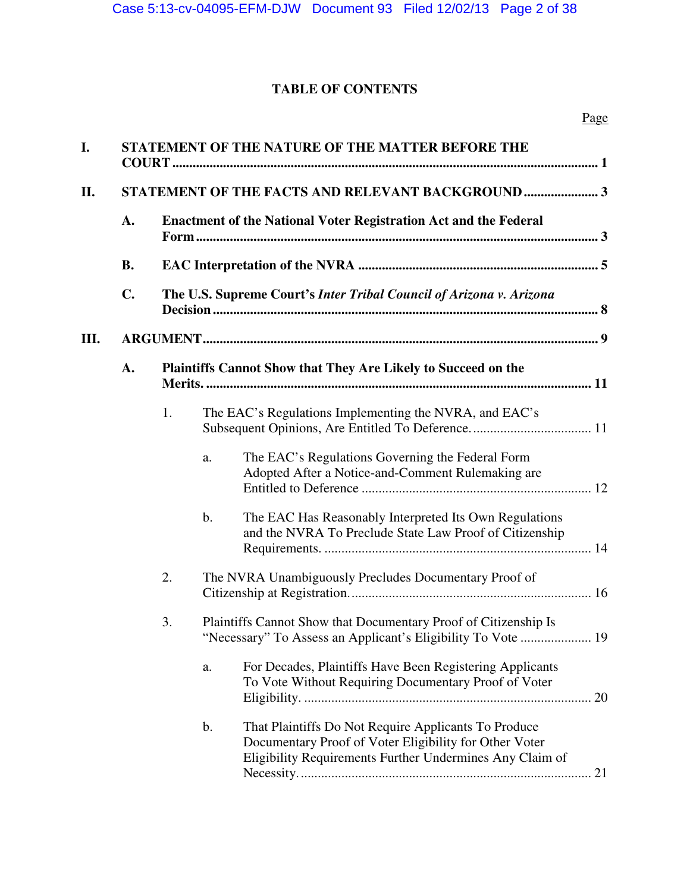# TABLE OF CONTENTS

| | Page |
|---|---|
| **I. STATEMENT OF THE NATURE OF THE MATTER BEFORE THE COURT** | **1** |
| **II. STATEMENT OF THE FACTS AND RELEVANT BACKGROUND** | **3** |
| **A. Enactment of the National Voter Registration Act and the Federal Form** | **3** |
| **B. EAC Interpretation of the NVRA** | **5** |
| **C. The U.S. Supreme Court's *Inter Tribal Council of Arizona v. Arizona* Decision** | **8** |
| **III. ARGUMENT** | **9** |
| **A. Plaintiffs Cannot Show that They Are Likely to Succeed on the Merits.** | **11** |
| 1. The EAC's Regulations Implementing the NVRA, and EAC's Subsequent Opinions, Are Entitled To Deference. | 11 |
| a. The EAC's Regulations Governing the Federal Form Adopted After a Notice-and-Comment Rulemaking are Entitled to Deference | 12 |
| b. The EAC Has Reasonably Interpreted Its Own Regulations and the NVRA To Preclude State Law Proof of Citizenship Requirements. | 14 |
| 2. The NVRA Unambiguously Precludes Documentary Proof of Citizenship at Registration. | 16 |
| 3. Plaintiffs Cannot Show that Documentary Proof of Citizenship Is "Necessary" To Assess an Applicant's Eligibility To Vote | 19 |
| a. For Decades, Plaintiffs Have Been Registering Applicants To Vote Without Requiring Documentary Proof of Voter Eligibility. | 20 |
| b. That Plaintiffs Do Not Require Applicants To Produce Documentary Proof of Voter Eligibility for Other Voter Eligibility Requirements Further Undermines Any Claim of Necessity. | 21 |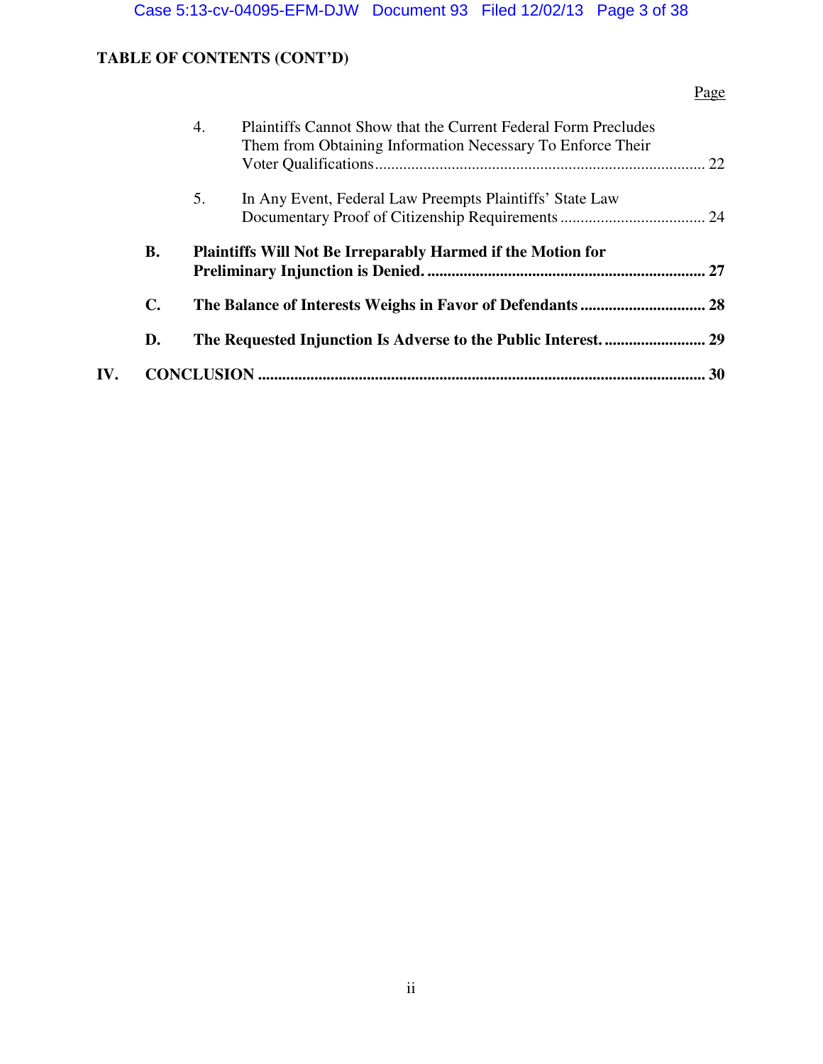**TABLE OF CONTENTS (CONT'D)**

| | | | Page |
|---|---|---|---|
| | | 4. Plaintiffs Cannot Show that the Current Federal Form Precludes Them from Obtaining Information Necessary To Enforce Their Voter Qualifications | 22 |
| | | 5. In Any Event, Federal Law Preempts Plaintiffs' State Law Documentary Proof of Citizenship Requirements | 24 |
| | **B.** | **Plaintiffs Will Not Be Irreparably Harmed if the Motion for Preliminary Injunction is Denied.** | **27** |
| | **C.** | **The Balance of Interests Weighs in Favor of Defendants** | **28** |
| | **D.** | **The Requested Injunction Is Adverse to the Public Interest.** | **29** |
| **IV.** | **CONCLUSION** | | **30** |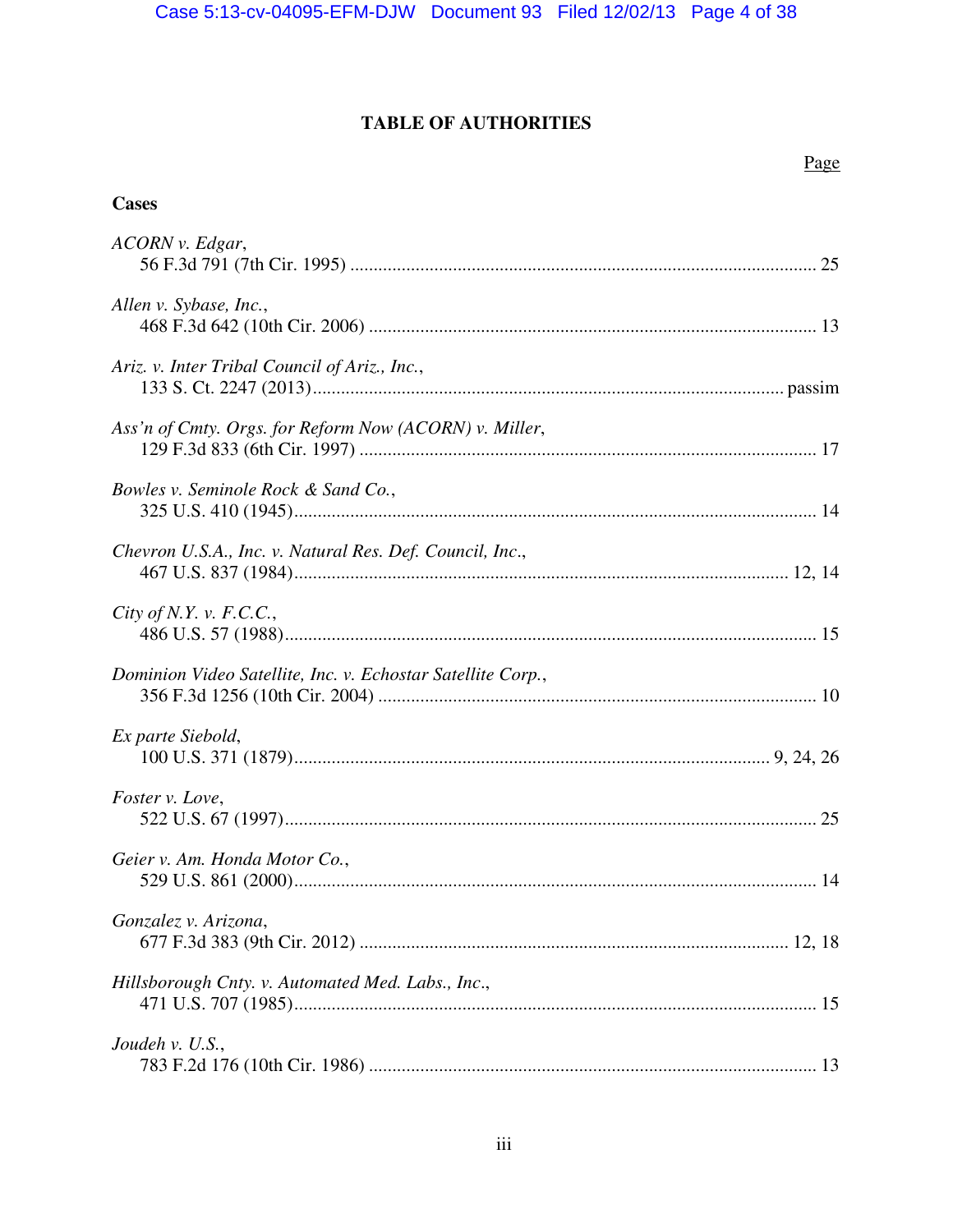# TABLE OF AUTHORITIES

Page

**Cases**

*ACORN v. Edgar*,
56 F.3d 791 (7th Cir. 1995) .................................................................................................. 25

*Allen v. Sybase, Inc.*,
468 F.3d 642 (10th Cir. 2006) ............................................................................................... 13

*Ariz. v. Inter Tribal Council of Ariz., Inc.*,
133 S. Ct. 2247 (2013)................................................................................................... passim

*Ass'n of Cmty. Orgs. for Reform Now (ACORN) v. Miller*,
129 F.3d 833 (6th Cir. 1997) ................................................................................................ 17

*Bowles v. Seminole Rock & Sand Co.*,
325 U.S. 410 (1945)............................................................................................................... 14

*Chevron U.S.A., Inc. v. Natural Res. Def. Council, Inc.*,
467 U.S. 837 (1984)......................................................................................................... 12, 14

*City of N.Y. v. F.C.C.*,
486 U.S. 57 (1988)................................................................................................................. 15

*Dominion Video Satellite, Inc. v. Echostar Satellite Corp.*,
356 F.3d 1256 (10th Cir. 2004) ............................................................................................. 10

*Ex parte Siebold*,
100 U.S. 371 (1879)..................................................................................................... 9, 24, 26

*Foster v. Love*,
522 U.S. 67 (1997)................................................................................................................. 25

*Geier v. Am. Honda Motor Co.*,
529 U.S. 861 (2000)............................................................................................................... 14

*Gonzalez v. Arizona*,
677 F.3d 383 (9th Cir. 2012) ........................................................................................... 12, 18

*Hillsborough Cnty. v. Automated Med. Labs., Inc.*,
471 U.S. 707 (1985)............................................................................................................... 15

*Joudeh v. U.S.*,
783 F.2d 176 (10th Cir. 1986) ............................................................................................... 13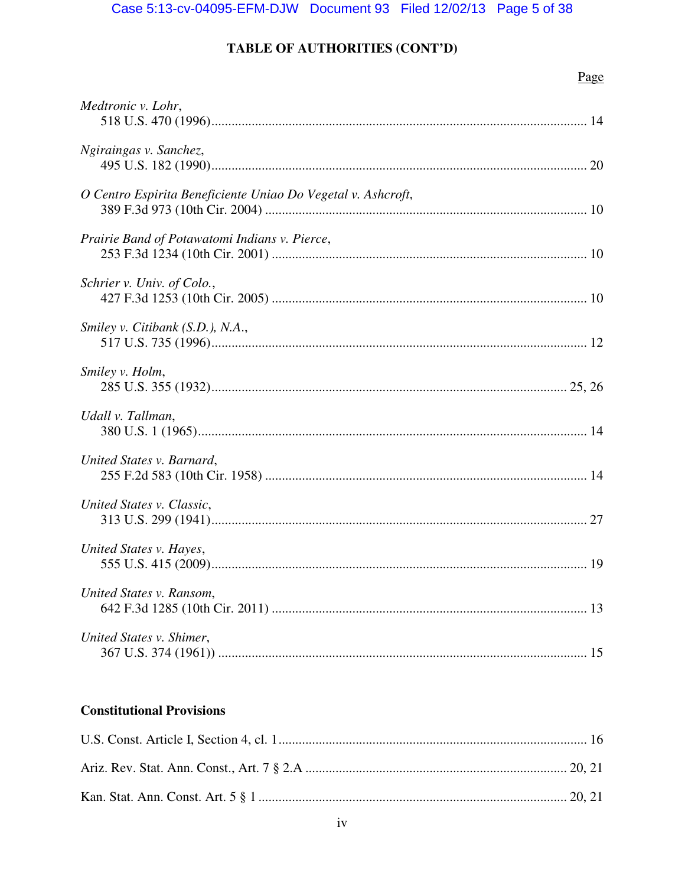## TABLE OF AUTHORITIES (CONT'D)

Page

*Medtronic v. Lohr*,
518 U.S. 470 (1996) .......... 14

*Ngiraingas v. Sanchez*,
495 U.S. 182 (1990) .......... 20

*O Centro Espirita Beneficiente Uniao Do Vegetal v. Ashcroft*,
389 F.3d 973 (10th Cir. 2004) .......... 10

*Prairie Band of Potawatomi Indians v. Pierce*,
253 F.3d 1234 (10th Cir. 2001) .......... 10

*Schrier v. Univ. of Colo.*,
427 F.3d 1253 (10th Cir. 2005) .......... 10

*Smiley v. Citibank (S.D.), N.A.*,
517 U.S. 735 (1996) .......... 12

*Smiley v. Holm*,
285 U.S. 355 (1932) .......... 25, 26

*Udall v. Tallman*,
380 U.S. 1 (1965) .......... 14

*United States v. Barnard*,
255 F.2d 583 (10th Cir. 1958) .......... 14

*United States v. Classic*,
313 U.S. 299 (1941) .......... 27

*United States v. Hayes*,
555 U.S. 415 (2009) .......... 19

*United States v. Ransom*,
642 F.3d 1285 (10th Cir. 2011) .......... 13

*United States v. Shimer*,
367 U.S. 374 (1961)) .......... 15

### Constitutional Provisions

U.S. Const. Article I, Section 4, cl. 1 .......... 16

Ariz. Rev. Stat. Ann. Const., Art. 7 § 2.A .......... 20, 21

Kan. Stat. Ann. Const. Art. 5 § 1 .......... 20, 21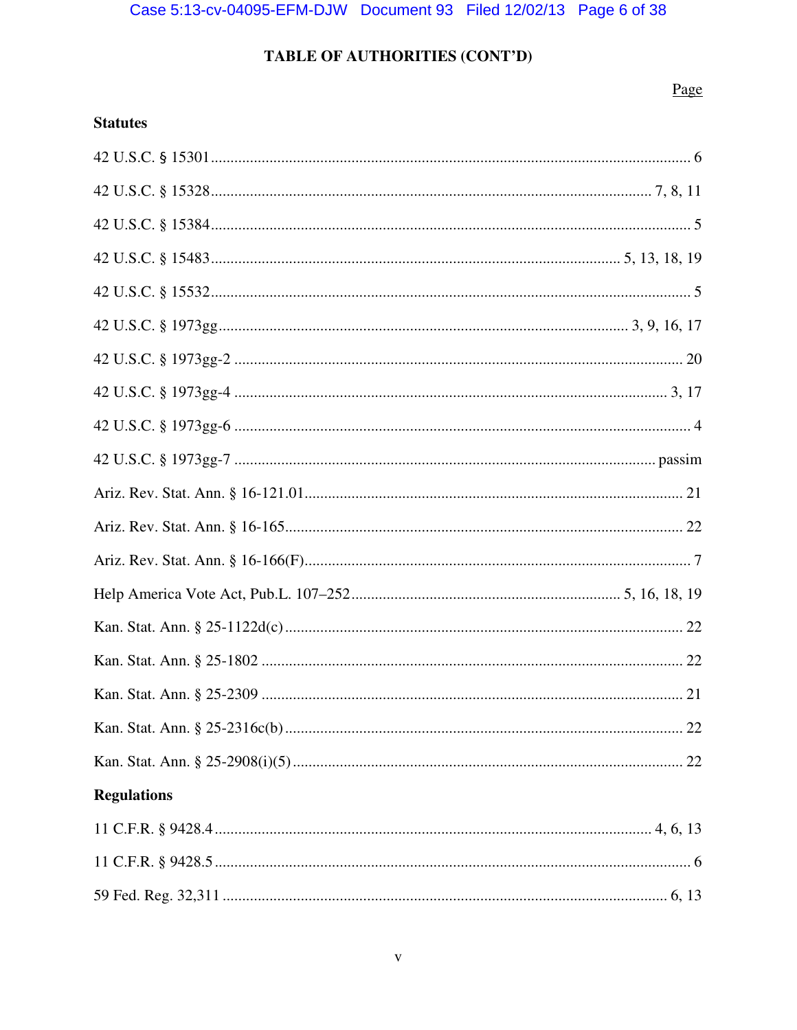## TABLE OF AUTHORITIES (CONT'D)

| | Page |
|---|---|
| **Statutes** | |
| 42 U.S.C. § 15301 | 6 |
| 42 U.S.C. § 15328 | 7, 8, 11 |
| 42 U.S.C. § 15384 | 5 |
| 42 U.S.C. § 15483 | 5, 13, 18, 19 |
| 42 U.S.C. § 15532 | 5 |
| 42 U.S.C. § 1973gg | 3, 9, 16, 17 |
| 42 U.S.C. § 1973gg-2 | 20 |
| 42 U.S.C. § 1973gg-4 | 3, 17 |
| 42 U.S.C. § 1973gg-6 | 4 |
| 42 U.S.C. § 1973gg-7 | passim |
| Ariz. Rev. Stat. Ann. § 16-121.01 | 21 |
| Ariz. Rev. Stat. Ann. § 16-165 | 22 |
| Ariz. Rev. Stat. Ann. § 16-166(F) | 7 |
| Help America Vote Act, Pub.L. 107–252 | 5, 16, 18, 19 |
| Kan. Stat. Ann. § 25-1122d(c) | 22 |
| Kan. Stat. Ann. § 25-1802 | 22 |
| Kan. Stat. Ann. § 25-2309 | 21 |
| Kan. Stat. Ann. § 25-2316c(b) | 22 |
| Kan. Stat. Ann. § 25-2908(i)(5) | 22 |
| **Regulations** | |
| 11 C.F.R. § 9428.4 | 4, 6, 13 |
| 11 C.F.R. § 9428.5 | 6 |
| 59 Fed. Reg. 32,311 | 6, 13 |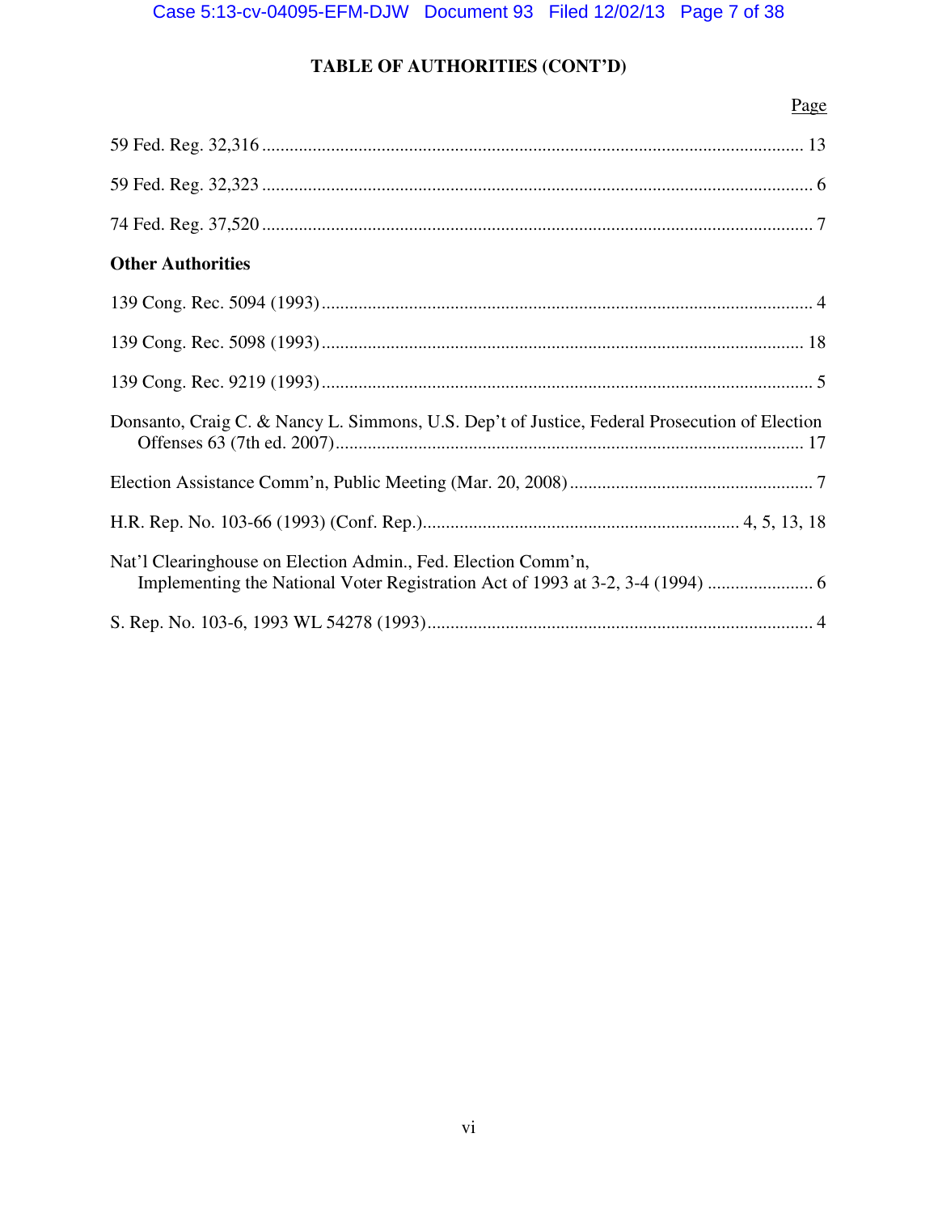## TABLE OF AUTHORITIES (CONT'D)

| | Page |
|---|---|
| 59 Fed. Reg. 32,316 | 13 |
| 59 Fed. Reg. 32,323 | 6 |
| 74 Fed. Reg. 37,520 | 7 |

**Other Authorities**

| | |
|---|---|
| 139 Cong. Rec. 5094 (1993) | 4 |
| 139 Cong. Rec. 5098 (1993) | 18 |
| 139 Cong. Rec. 9219 (1993) | 5 |
| Donsanto, Craig C. & Nancy L. Simmons, U.S. Dep't of Justice, Federal Prosecution of Election Offenses 63 (7th ed. 2007) | 17 |
| Election Assistance Comm'n, Public Meeting (Mar. 20, 2008) | 7 |
| H.R. Rep. No. 103-66 (1993) (Conf. Rep.) | 4, 5, 13, 18 |
| Nat'l Clearinghouse on Election Admin., Fed. Election Comm'n, Implementing the National Voter Registration Act of 1993 at 3-2, 3-4 (1994) | 6 |
| S. Rep. No. 103-6, 1993 WL 54278 (1993) | 4 |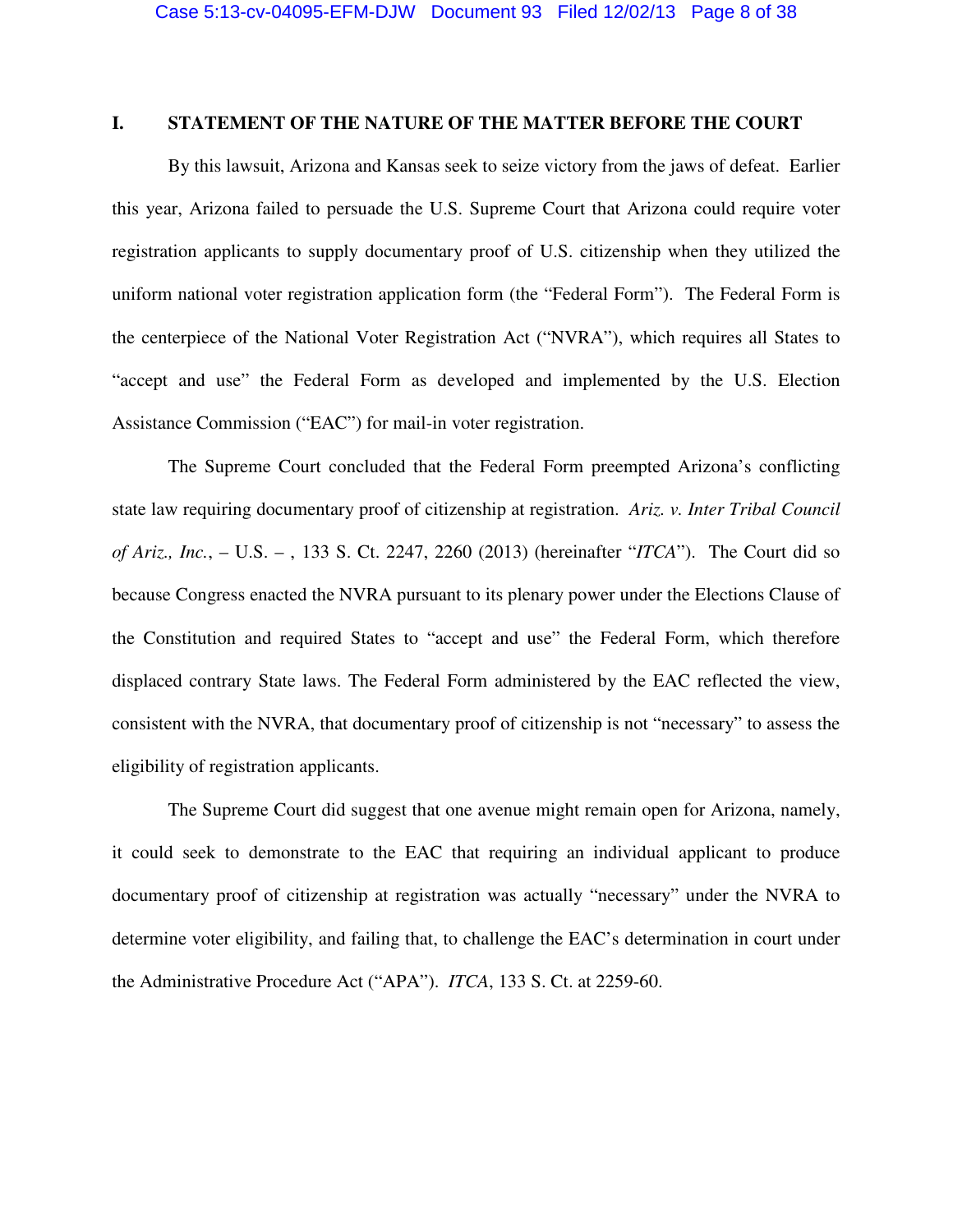## I. STATEMENT OF THE NATURE OF THE MATTER BEFORE THE COURT

By this lawsuit, Arizona and Kansas seek to seize victory from the jaws of defeat. Earlier this year, Arizona failed to persuade the U.S. Supreme Court that Arizona could require voter registration applicants to supply documentary proof of U.S. citizenship when they utilized the uniform national voter registration application form (the "Federal Form"). The Federal Form is the centerpiece of the National Voter Registration Act ("NVRA"), which requires all States to "accept and use" the Federal Form as developed and implemented by the U.S. Election Assistance Commission ("EAC") for mail-in voter registration.

The Supreme Court concluded that the Federal Form preempted Arizona's conflicting state law requiring documentary proof of citizenship at registration. *Ariz. v. Inter Tribal Council of Ariz., Inc.*, – U.S. – , 133 S. Ct. 2247, 2260 (2013) (hereinafter "*ITCA*"). The Court did so because Congress enacted the NVRA pursuant to its plenary power under the Elections Clause of the Constitution and required States to "accept and use" the Federal Form, which therefore displaced contrary State laws. The Federal Form administered by the EAC reflected the view, consistent with the NVRA, that documentary proof of citizenship is not "necessary" to assess the eligibility of registration applicants.

The Supreme Court did suggest that one avenue might remain open for Arizona, namely, it could seek to demonstrate to the EAC that requiring an individual applicant to produce documentary proof of citizenship at registration was actually "necessary" under the NVRA to determine voter eligibility, and failing that, to challenge the EAC's determination in court under the Administrative Procedure Act ("APA"). *ITCA*, 133 S. Ct. at 2259-60.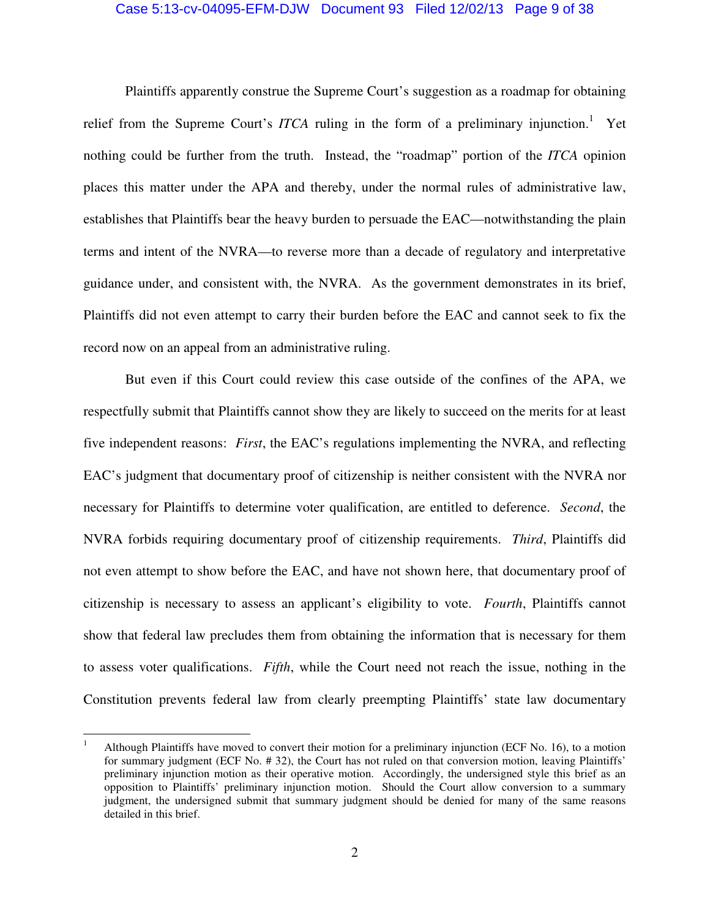Plaintiffs apparently construe the Supreme Court's suggestion as a roadmap for obtaining relief from the Supreme Court's *ITCA* ruling in the form of a preliminary injunction.[1] Yet nothing could be further from the truth. Instead, the "roadmap" portion of the *ITCA* opinion places this matter under the APA and thereby, under the normal rules of administrative law, establishes that Plaintiffs bear the heavy burden to persuade the EAC—notwithstanding the plain terms and intent of the NVRA—to reverse more than a decade of regulatory and interpretative guidance under, and consistent with, the NVRA. As the government demonstrates in its brief, Plaintiffs did not even attempt to carry their burden before the EAC and cannot seek to fix the record now on an appeal from an administrative ruling.

But even if this Court could review this case outside of the confines of the APA, we respectfully submit that Plaintiffs cannot show they are likely to succeed on the merits for at least five independent reasons: *First*, the EAC's regulations implementing the NVRA, and reflecting EAC's judgment that documentary proof of citizenship is neither consistent with the NVRA nor necessary for Plaintiffs to determine voter qualification, are entitled to deference. *Second*, the NVRA forbids requiring documentary proof of citizenship requirements. *Third*, Plaintiffs did not even attempt to show before the EAC, and have not shown here, that documentary proof of citizenship is necessary to assess an applicant's eligibility to vote. *Fourth*, Plaintiffs cannot show that federal law precludes them from obtaining the information that is necessary for them to assess voter qualifications. *Fifth*, while the Court need not reach the issue, nothing in the Constitution prevents federal law from clearly preempting Plaintiffs' state law documentary

---

[1] Although Plaintiffs have moved to convert their motion for a preliminary injunction (ECF No. 16), to a motion for summary judgment (ECF No. # 32), the Court has not ruled on that conversion motion, leaving Plaintiffs' preliminary injunction motion as their operative motion. Accordingly, the undersigned style this brief as an opposition to Plaintiffs' preliminary injunction motion. Should the Court allow conversion to a summary judgment, the undersigned submit that summary judgment should be denied for many of the same reasons detailed in this brief.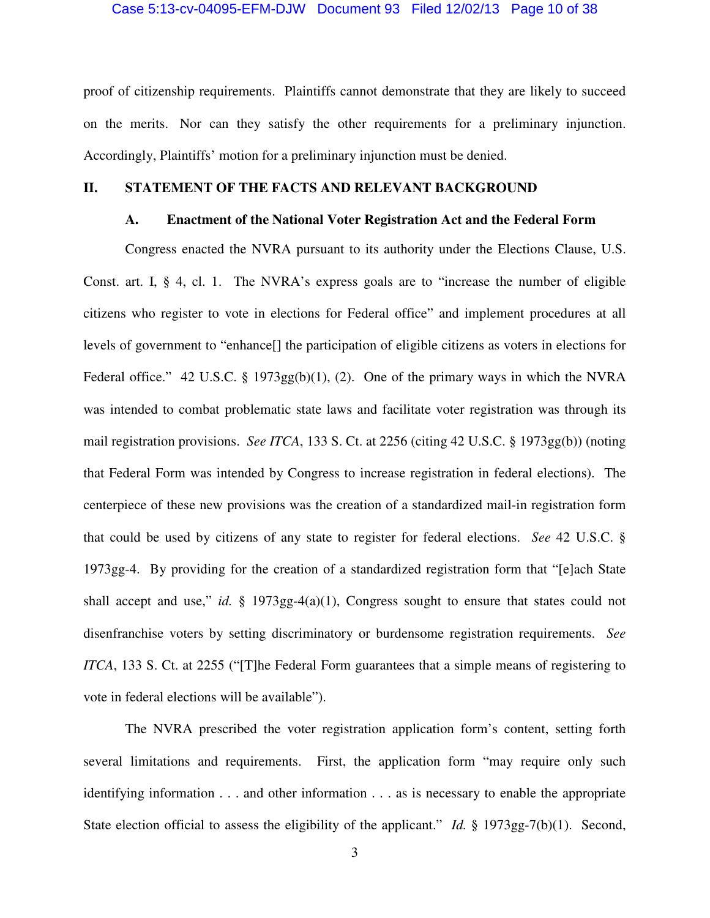proof of citizenship requirements. Plaintiffs cannot demonstrate that they are likely to succeed on the merits. Nor can they satisfy the other requirements for a preliminary injunction. Accordingly, Plaintiffs' motion for a preliminary injunction must be denied.

## II. STATEMENT OF THE FACTS AND RELEVANT BACKGROUND

### A. Enactment of the National Voter Registration Act and the Federal Form

Congress enacted the NVRA pursuant to its authority under the Elections Clause, U.S. Const. art. I, § 4, cl. 1. The NVRA's express goals are to "increase the number of eligible citizens who register to vote in elections for Federal office" and implement procedures at all levels of government to "enhance[] the participation of eligible citizens as voters in elections for Federal office." 42 U.S.C. § 1973gg(b)(1), (2). One of the primary ways in which the NVRA was intended to combat problematic state laws and facilitate voter registration was through its mail registration provisions. *See ITCA*, 133 S. Ct. at 2256 (citing 42 U.S.C. § 1973gg(b)) (noting that Federal Form was intended by Congress to increase registration in federal elections). The centerpiece of these new provisions was the creation of a standardized mail-in registration form that could be used by citizens of any state to register for federal elections. *See* 42 U.S.C. § 1973gg-4. By providing for the creation of a standardized registration form that "[e]ach State shall accept and use," *id.* § 1973gg-4(a)(1), Congress sought to ensure that states could not disenfranchise voters by setting discriminatory or burdensome registration requirements. *See ITCA*, 133 S. Ct. at 2255 ("[T]he Federal Form guarantees that a simple means of registering to vote in federal elections will be available").

The NVRA prescribed the voter registration application form's content, setting forth several limitations and requirements. First, the application form "may require only such identifying information . . . and other information . . . as is necessary to enable the appropriate State election official to assess the eligibility of the applicant." *Id.* § 1973gg-7(b)(1). Second,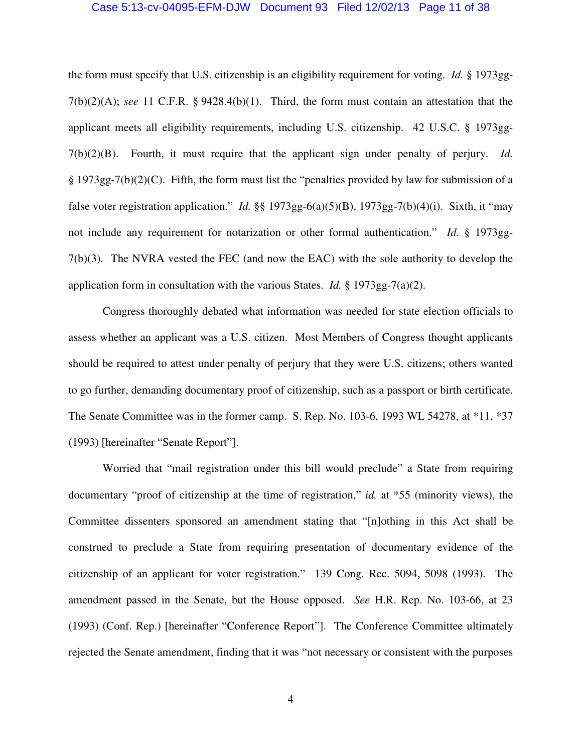the form must specify that U.S. citizenship is an eligibility requirement for voting. *Id.* § 1973gg-7(b)(2)(A); *see* 11 C.F.R. § 9428.4(b)(1). Third, the form must contain an attestation that the applicant meets all eligibility requirements, including U.S. citizenship. 42 U.S.C. § 1973gg-7(b)(2)(B). Fourth, it must require that the applicant sign under penalty of perjury. *Id.* § 1973gg-7(b)(2)(C). Fifth, the form must list the "penalties provided by law for submission of a false voter registration application." *Id.* §§ 1973gg-6(a)(5)(B), 1973gg-7(b)(4)(i). Sixth, it "may not include any requirement for notarization or other formal authentication." *Id.* § 1973gg-7(b)(3). The NVRA vested the FEC (and now the EAC) with the sole authority to develop the application form in consultation with the various States. *Id.* § 1973gg-7(a)(2).

Congress thoroughly debated what information was needed for state election officials to assess whether an applicant was a U.S. citizen. Most Members of Congress thought applicants should be required to attest under penalty of perjury that they were U.S. citizens; others wanted to go further, demanding documentary proof of citizenship, such as a passport or birth certificate. The Senate Committee was in the former camp. S. Rep. No. 103-6, 1993 WL 54278, at *11, *37 (1993) [hereinafter "Senate Report"].

Worried that "mail registration under this bill would preclude" a State from requiring documentary "proof of citizenship at the time of registration," *id.* at *55 (minority views), the Committee dissenters sponsored an amendment stating that "[n]othing in this Act shall be construed to preclude a State from requiring presentation of documentary evidence of the citizenship of an applicant for voter registration." 139 Cong. Rec. 5094, 5098 (1993). The amendment passed in the Senate, but the House opposed. *See* H.R. Rep. No. 103-66, at 23 (1993) (Conf. Rep.) [hereinafter "Conference Report"]. The Conference Committee ultimately rejected the Senate amendment, finding that it was "not necessary or consistent with the purposes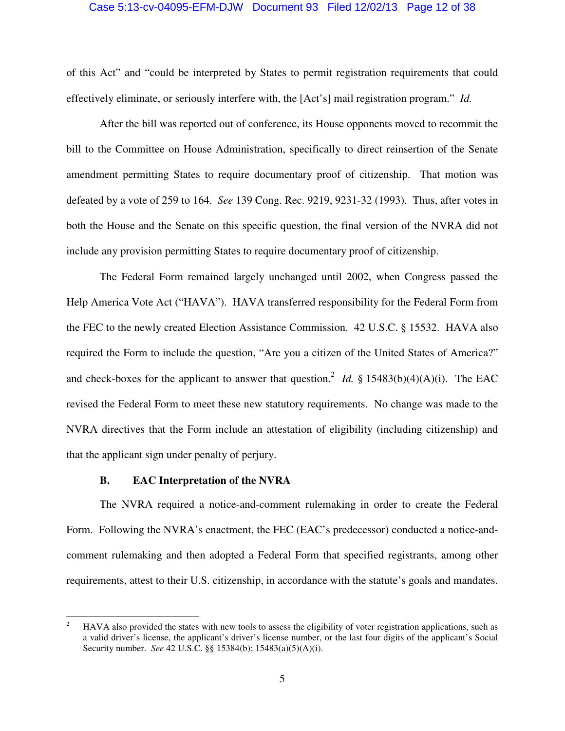of this Act" and "could be interpreted by States to permit registration requirements that could effectively eliminate, or seriously interfere with, the [Act's] mail registration program." *Id.*

After the bill was reported out of conference, its House opponents moved to recommit the bill to the Committee on House Administration, specifically to direct reinsertion of the Senate amendment permitting States to require documentary proof of citizenship. That motion was defeated by a vote of 259 to 164. *See* 139 Cong. Rec. 9219, 9231-32 (1993). Thus, after votes in both the House and the Senate on this specific question, the final version of the NVRA did not include any provision permitting States to require documentary proof of citizenship.

The Federal Form remained largely unchanged until 2002, when Congress passed the Help America Vote Act ("HAVA"). HAVA transferred responsibility for the Federal Form from the FEC to the newly created Election Assistance Commission. 42 U.S.C. § 15532. HAVA also required the Form to include the question, "Are you a citizen of the United States of America?" and check-boxes for the applicant to answer that question.[2] *Id.* § 15483(b)(4)(A)(i). The EAC revised the Federal Form to meet these new statutory requirements. No change was made to the NVRA directives that the Form include an attestation of eligibility (including citizenship) and that the applicant sign under penalty of perjury.

### B. EAC Interpretation of the NVRA

The NVRA required a notice-and-comment rulemaking in order to create the Federal Form. Following the NVRA's enactment, the FEC (EAC's predecessor) conducted a notice-and-comment rulemaking and then adopted a Federal Form that specified registrants, among other requirements, attest to their U.S. citizenship, in accordance with the statute's goals and mandates.

---

[2] HAVA also provided the states with new tools to assess the eligibility of voter registration applications, such as a valid driver's license, the applicant's driver's license number, or the last four digits of the applicant's Social Security number. *See* 42 U.S.C. §§ 15384(b); 15483(a)(5)(A)(i).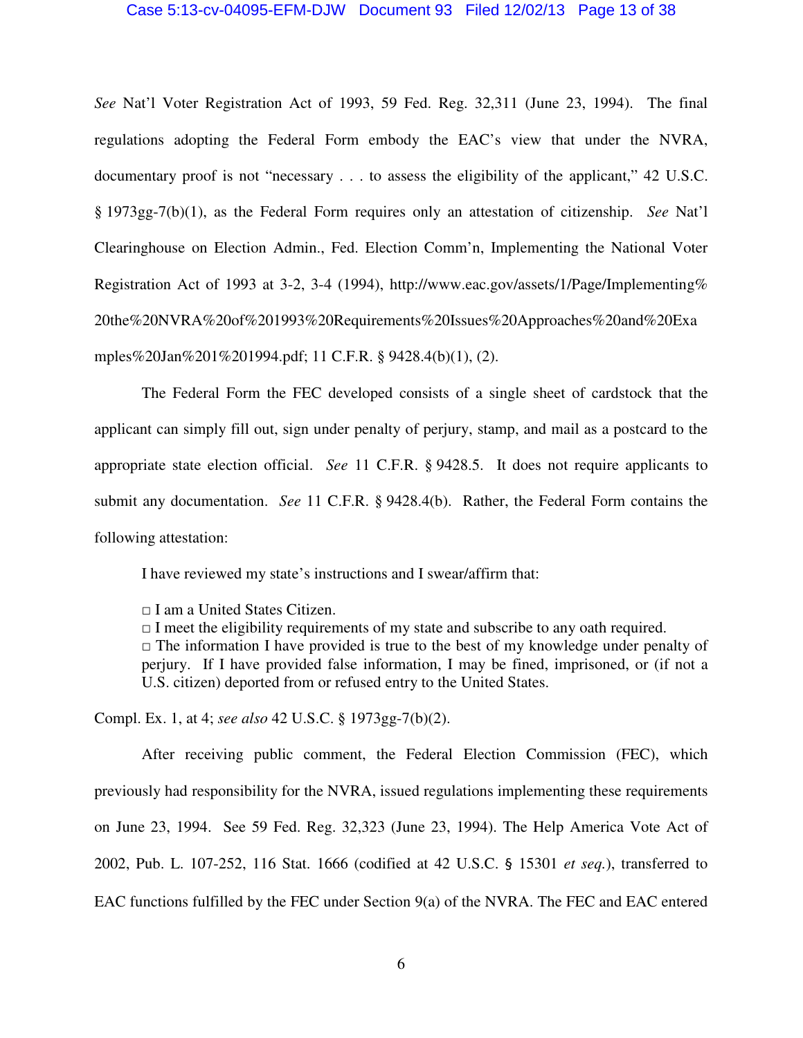*See* Nat'l Voter Registration Act of 1993, 59 Fed. Reg. 32,311 (June 23, 1994). The final regulations adopting the Federal Form embody the EAC's view that under the NVRA, documentary proof is not "necessary . . . to assess the eligibility of the applicant," 42 U.S.C. § 1973gg-7(b)(1), as the Federal Form requires only an attestation of citizenship. *See* Nat'l Clearinghouse on Election Admin., Fed. Election Comm'n, Implementing the National Voter Registration Act of 1993 at 3-2, 3-4 (1994), http://www.eac.gov/assets/1/Page/Implementing%20the%20NVRA%20of%201993%20Requirements%20Issues%20Approaches%20and%20Examples%20Jan%201%201994.pdf; 11 C.F.R. § 9428.4(b)(1), (2).

The Federal Form the FEC developed consists of a single sheet of cardstock that the applicant can simply fill out, sign under penalty of perjury, stamp, and mail as a postcard to the appropriate state election official. *See* 11 C.F.R. § 9428.5. It does not require applicants to submit any documentation. *See* 11 C.F.R. § 9428.4(b). Rather, the Federal Form contains the following attestation:

> I have reviewed my state's instructions and I swear/affirm that:
>
> □ I am a United States Citizen.
> □ I meet the eligibility requirements of my state and subscribe to any oath required.
> □ The information I have provided is true to the best of my knowledge under penalty of perjury. If I have provided false information, I may be fined, imprisoned, or (if not a U.S. citizen) deported from or refused entry to the United States.

Compl. Ex. 1, at 4; *see also* 42 U.S.C. § 1973gg-7(b)(2).

After receiving public comment, the Federal Election Commission (FEC), which previously had responsibility for the NVRA, issued regulations implementing these requirements on June 23, 1994. See 59 Fed. Reg. 32,323 (June 23, 1994). The Help America Vote Act of 2002, Pub. L. 107-252, 116 Stat. 1666 (codified at 42 U.S.C. § 15301 *et seq.*), transferred to EAC functions fulfilled by the FEC under Section 9(a) of the NVRA. The FEC and EAC entered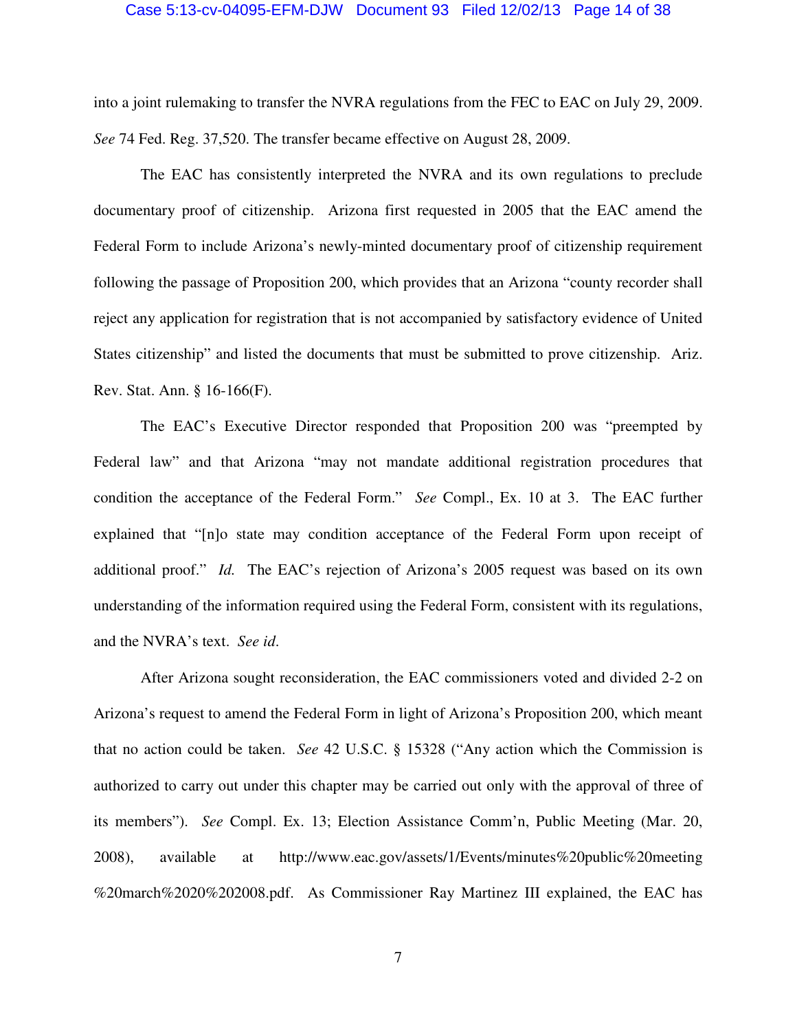into a joint rulemaking to transfer the NVRA regulations from the FEC to EAC on July 29, 2009. *See* 74 Fed. Reg. 37,520. The transfer became effective on August 28, 2009.

The EAC has consistently interpreted the NVRA and its own regulations to preclude documentary proof of citizenship. Arizona first requested in 2005 that the EAC amend the Federal Form to include Arizona's newly-minted documentary proof of citizenship requirement following the passage of Proposition 200, which provides that an Arizona "county recorder shall reject any application for registration that is not accompanied by satisfactory evidence of United States citizenship" and listed the documents that must be submitted to prove citizenship. Ariz. Rev. Stat. Ann. § 16-166(F).

The EAC's Executive Director responded that Proposition 200 was "preempted by Federal law" and that Arizona "may not mandate additional registration procedures that condition the acceptance of the Federal Form." *See* Compl., Ex. 10 at 3. The EAC further explained that "[n]o state may condition acceptance of the Federal Form upon receipt of additional proof." *Id.* The EAC's rejection of Arizona's 2005 request was based on its own understanding of the information required using the Federal Form, consistent with its regulations, and the NVRA's text. *See id*.

After Arizona sought reconsideration, the EAC commissioners voted and divided 2-2 on Arizona's request to amend the Federal Form in light of Arizona's Proposition 200, which meant that no action could be taken. *See* 42 U.S.C. § 15328 ("Any action which the Commission is authorized to carry out under this chapter may be carried out only with the approval of three of its members"). *See* Compl. Ex. 13; Election Assistance Comm'n, Public Meeting (Mar. 20, 2008), available at http://www.eac.gov/assets/1/Events/minutes%20public%20meeting%20march%2020%202008.pdf. As Commissioner Ray Martinez III explained, the EAC has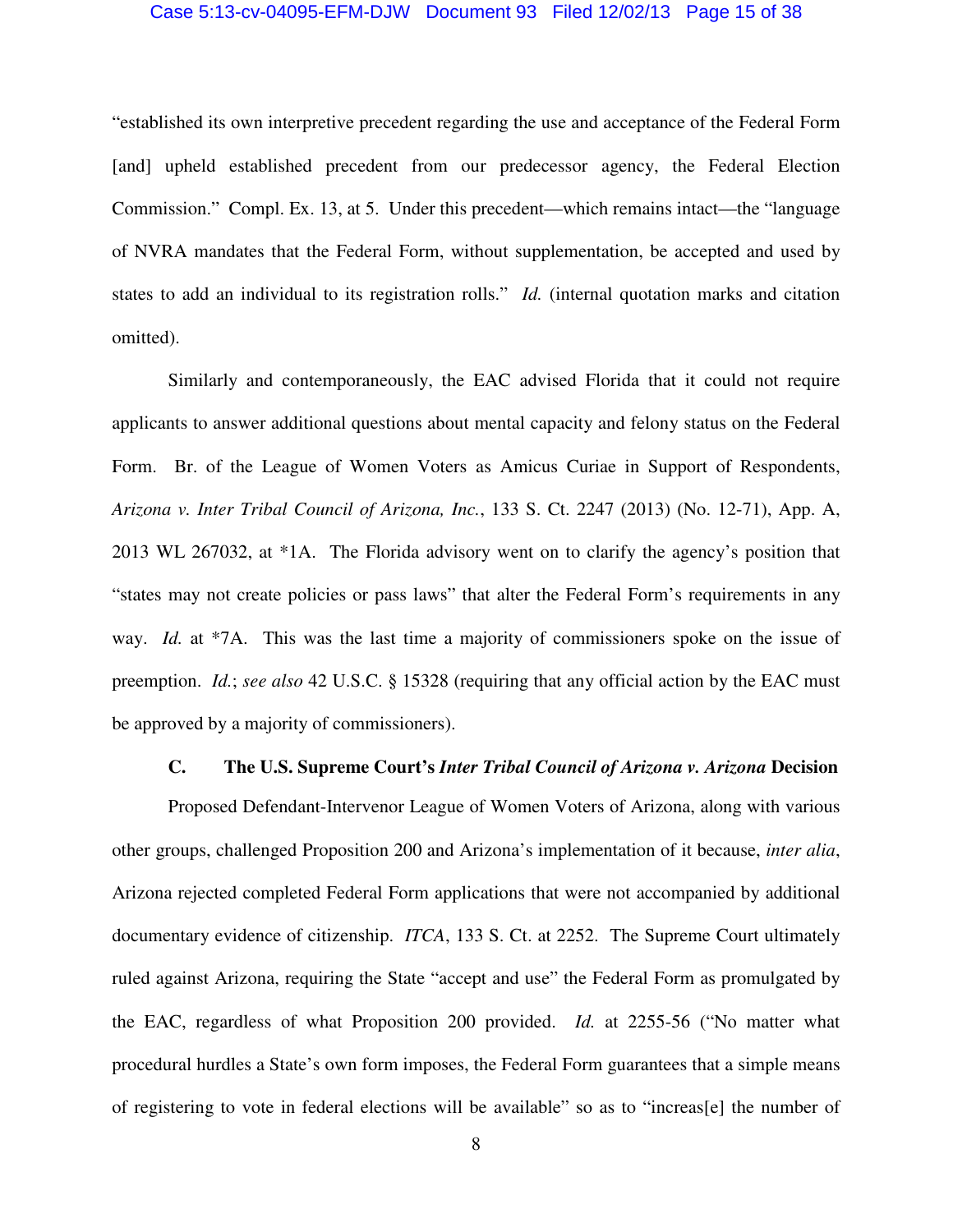"established its own interpretive precedent regarding the use and acceptance of the Federal Form [and] upheld established precedent from our predecessor agency, the Federal Election Commission." Compl. Ex. 13, at 5. Under this precedent—which remains intact—the "language of NVRA mandates that the Federal Form, without supplementation, be accepted and used by states to add an individual to its registration rolls." *Id.* (internal quotation marks and citation omitted).

Similarly and contemporaneously, the EAC advised Florida that it could not require applicants to answer additional questions about mental capacity and felony status on the Federal Form. Br. of the League of Women Voters as Amicus Curiae in Support of Respondents, *Arizona v. Inter Tribal Council of Arizona, Inc.*, 133 S. Ct. 2247 (2013) (No. 12-71), App. A, 2013 WL 267032, at *1A. The Florida advisory went on to clarify the agency's position that "states may not create policies or pass laws" that alter the Federal Form's requirements in any way. *Id.* at *7A. This was the last time a majority of commissioners spoke on the issue of preemption. *Id.*; *see also* 42 U.S.C. § 15328 (requiring that any official action by the EAC must be approved by a majority of commissioners).

### C. The U.S. Supreme Court's *Inter Tribal Council of Arizona v. Arizona* Decision

Proposed Defendant-Intervenor League of Women Voters of Arizona, along with various other groups, challenged Proposition 200 and Arizona's implementation of it because, *inter alia*, Arizona rejected completed Federal Form applications that were not accompanied by additional documentary evidence of citizenship. *ITCA*, 133 S. Ct. at 2252. The Supreme Court ultimately ruled against Arizona, requiring the State "accept and use" the Federal Form as promulgated by the EAC, regardless of what Proposition 200 provided. *Id.* at 2255-56 ("No matter what procedural hurdles a State's own form imposes, the Federal Form guarantees that a simple means of registering to vote in federal elections will be available" so as to "increas[e] the number of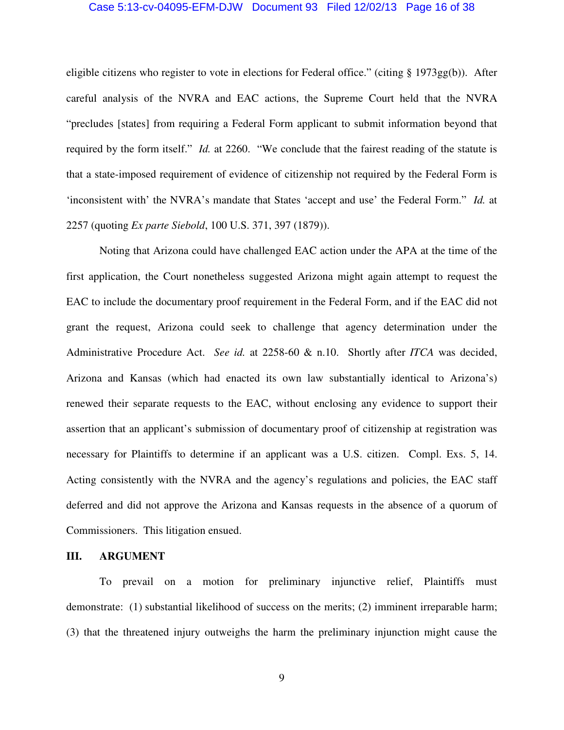eligible citizens who register to vote in elections for Federal office." (citing § 1973gg(b)). After careful analysis of the NVRA and EAC actions, the Supreme Court held that the NVRA "precludes [states] from requiring a Federal Form applicant to submit information beyond that required by the form itself." *Id.* at 2260. "We conclude that the fairest reading of the statute is that a state-imposed requirement of evidence of citizenship not required by the Federal Form is 'inconsistent with' the NVRA's mandate that States 'accept and use' the Federal Form." *Id.* at 2257 (quoting *Ex parte Siebold*, 100 U.S. 371, 397 (1879)).

Noting that Arizona could have challenged EAC action under the APA at the time of the first application, the Court nonetheless suggested Arizona might again attempt to request the EAC to include the documentary proof requirement in the Federal Form, and if the EAC did not grant the request, Arizona could seek to challenge that agency determination under the Administrative Procedure Act. *See id.* at 2258-60 & n.10. Shortly after *ITCA* was decided, Arizona and Kansas (which had enacted its own law substantially identical to Arizona's) renewed their separate requests to the EAC, without enclosing any evidence to support their assertion that an applicant's submission of documentary proof of citizenship at registration was necessary for Plaintiffs to determine if an applicant was a U.S. citizen. Compl. Exs. 5, 14. Acting consistently with the NVRA and the agency's regulations and policies, the EAC staff deferred and did not approve the Arizona and Kansas requests in the absence of a quorum of Commissioners. This litigation ensued.

## III. ARGUMENT

To prevail on a motion for preliminary injunctive relief, Plaintiffs must demonstrate: (1) substantial likelihood of success on the merits; (2) imminent irreparable harm; (3) that the threatened injury outweighs the harm the preliminary injunction might cause the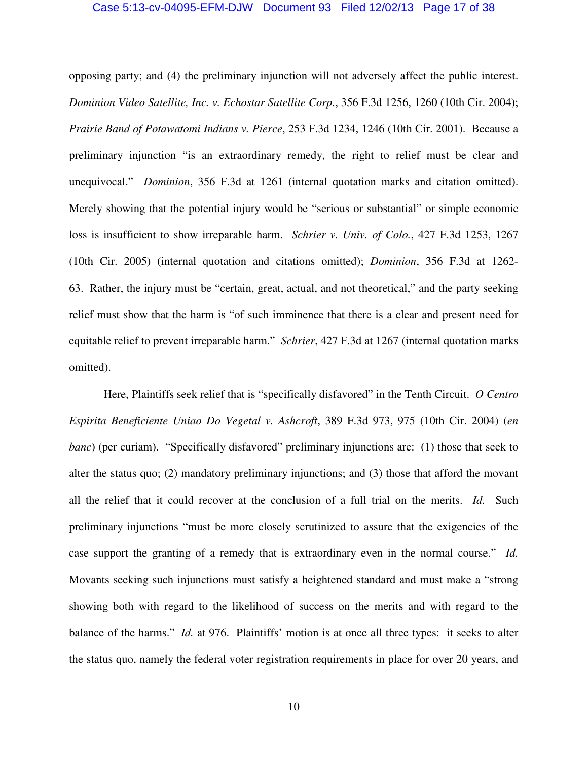opposing party; and (4) the preliminary injunction will not adversely affect the public interest. *Dominion Video Satellite, Inc. v. Echostar Satellite Corp.*, 356 F.3d 1256, 1260 (10th Cir. 2004); *Prairie Band of Potawatomi Indians v. Pierce*, 253 F.3d 1234, 1246 (10th Cir. 2001). Because a preliminary injunction "is an extraordinary remedy, the right to relief must be clear and unequivocal." *Dominion*, 356 F.3d at 1261 (internal quotation marks and citation omitted). Merely showing that the potential injury would be "serious or substantial" or simple economic loss is insufficient to show irreparable harm. *Schrier v. Univ. of Colo.*, 427 F.3d 1253, 1267 (10th Cir. 2005) (internal quotation and citations omitted); *Dominion*, 356 F.3d at 1262-63. Rather, the injury must be "certain, great, actual, and not theoretical," and the party seeking relief must show that the harm is "of such imminence that there is a clear and present need for equitable relief to prevent irreparable harm." *Schrier*, 427 F.3d at 1267 (internal quotation marks omitted).

Here, Plaintiffs seek relief that is "specifically disfavored" in the Tenth Circuit. *O Centro Espirita Beneficiente Uniao Do Vegetal v. Ashcroft*, 389 F.3d 973, 975 (10th Cir. 2004) (*en banc*) (per curiam). "Specifically disfavored" preliminary injunctions are: (1) those that seek to alter the status quo; (2) mandatory preliminary injunctions; and (3) those that afford the movant all the relief that it could recover at the conclusion of a full trial on the merits. *Id.* Such preliminary injunctions "must be more closely scrutinized to assure that the exigencies of the case support the granting of a remedy that is extraordinary even in the normal course." *Id.* Movants seeking such injunctions must satisfy a heightened standard and must make a "strong showing both with regard to the likelihood of success on the merits and with regard to the balance of the harms." *Id.* at 976. Plaintiffs' motion is at once all three types: it seeks to alter the status quo, namely the federal voter registration requirements in place for over 20 years, and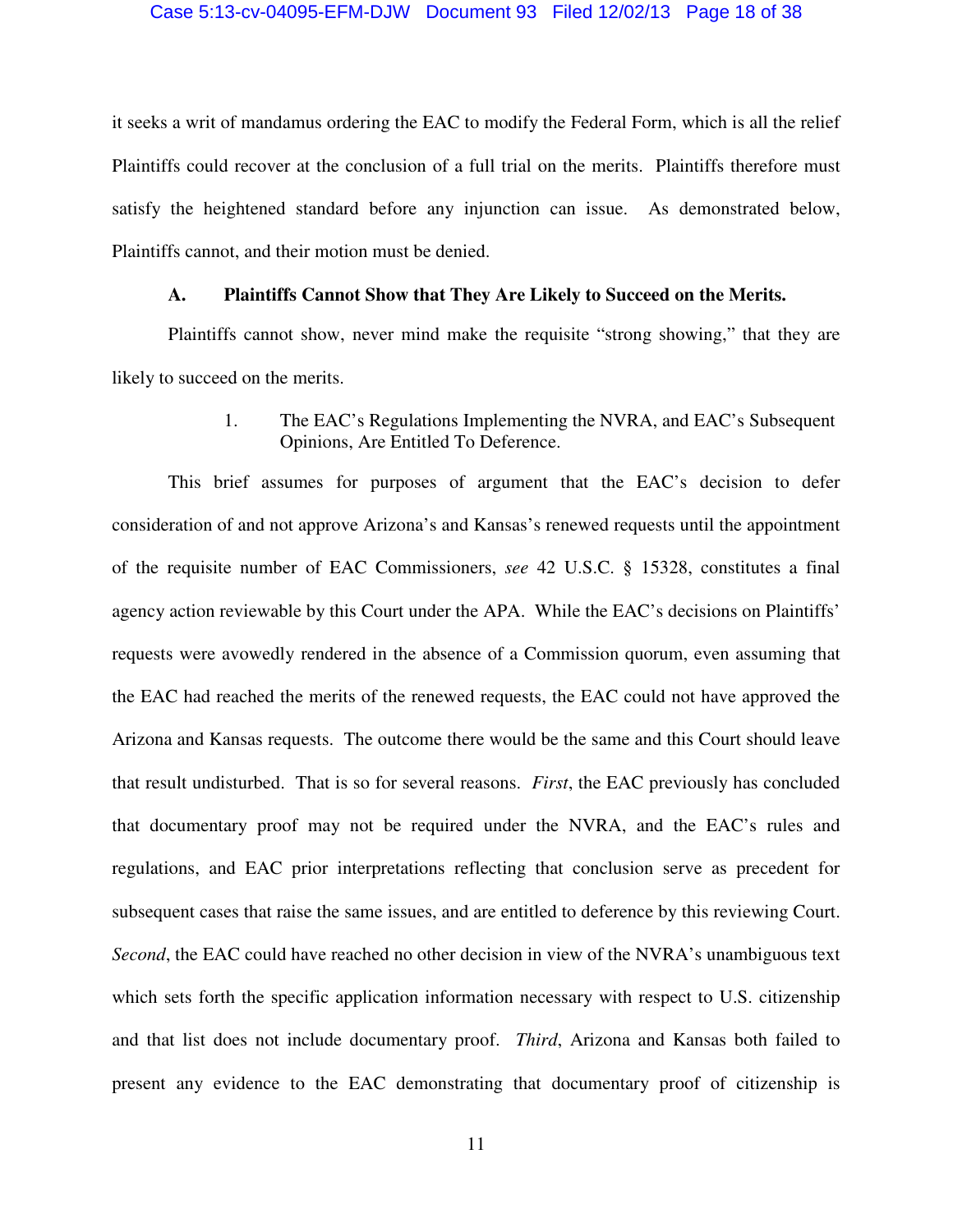it seeks a writ of mandamus ordering the EAC to modify the Federal Form, which is all the relief Plaintiffs could recover at the conclusion of a full trial on the merits. Plaintiffs therefore must satisfy the heightened standard before any injunction can issue. As demonstrated below, Plaintiffs cannot, and their motion must be denied.

### A. Plaintiffs Cannot Show that They Are Likely to Succeed on the Merits.

Plaintiffs cannot show, never mind make the requisite "strong showing," that they are likely to succeed on the merits.

#### 1. The EAC's Regulations Implementing the NVRA, and EAC's Subsequent Opinions, Are Entitled To Deference.

This brief assumes for purposes of argument that the EAC's decision to defer consideration of and not approve Arizona's and Kansas's renewed requests until the appointment of the requisite number of EAC Commissioners, *see* 42 U.S.C. § 15328, constitutes a final agency action reviewable by this Court under the APA. While the EAC's decisions on Plaintiffs' requests were avowedly rendered in the absence of a Commission quorum, even assuming that the EAC had reached the merits of the renewed requests, the EAC could not have approved the Arizona and Kansas requests. The outcome there would be the same and this Court should leave that result undisturbed. That is so for several reasons. *First*, the EAC previously has concluded that documentary proof may not be required under the NVRA, and the EAC's rules and regulations, and EAC prior interpretations reflecting that conclusion serve as precedent for subsequent cases that raise the same issues, and are entitled to deference by this reviewing Court. *Second*, the EAC could have reached no other decision in view of the NVRA's unambiguous text which sets forth the specific application information necessary with respect to U.S. citizenship and that list does not include documentary proof. *Third*, Arizona and Kansas both failed to present any evidence to the EAC demonstrating that documentary proof of citizenship is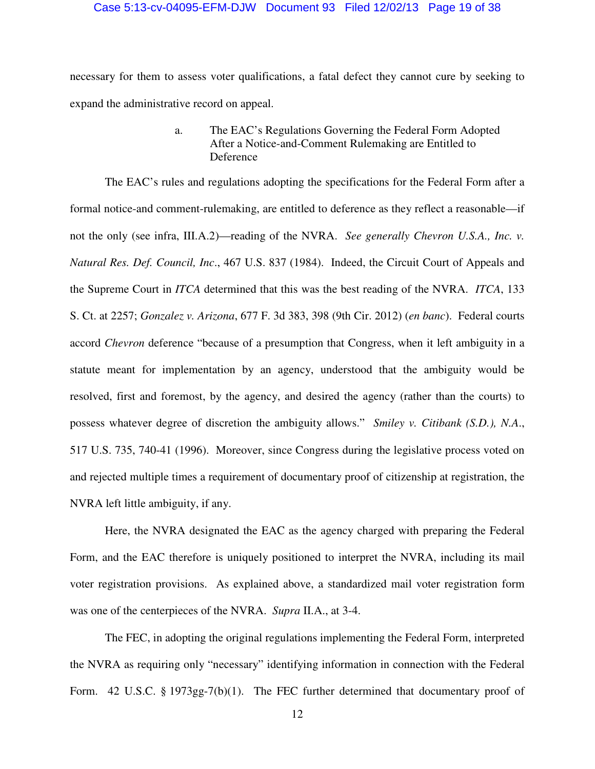necessary for them to assess voter qualifications, a fatal defect they cannot cure by seeking to expand the administrative record on appeal.

a. The EAC's Regulations Governing the Federal Form Adopted After a Notice-and-Comment Rulemaking are Entitled to Deference

The EAC's rules and regulations adopting the specifications for the Federal Form after a formal notice-and comment-rulemaking, are entitled to deference as they reflect a reasonable—if not the only (see infra, III.A.2)—reading of the NVRA. *See generally Chevron U.S.A., Inc. v. Natural Res. Def. Council, Inc*., 467 U.S. 837 (1984). Indeed, the Circuit Court of Appeals and the Supreme Court in *ITCA* determined that this was the best reading of the NVRA. *ITCA*, 133 S. Ct. at 2257; *Gonzalez v. Arizona*, 677 F. 3d 383, 398 (9th Cir. 2012) (*en banc*). Federal courts accord *Chevron* deference "because of a presumption that Congress, when it left ambiguity in a statute meant for implementation by an agency, understood that the ambiguity would be resolved, first and foremost, by the agency, and desired the agency (rather than the courts) to possess whatever degree of discretion the ambiguity allows." *Smiley v. Citibank (S.D.), N.A*., 517 U.S. 735, 740-41 (1996). Moreover, since Congress during the legislative process voted on and rejected multiple times a requirement of documentary proof of citizenship at registration, the NVRA left little ambiguity, if any.

Here, the NVRA designated the EAC as the agency charged with preparing the Federal Form, and the EAC therefore is uniquely positioned to interpret the NVRA, including its mail voter registration provisions. As explained above, a standardized mail voter registration form was one of the centerpieces of the NVRA. *Supra* II.A., at 3-4.

The FEC, in adopting the original regulations implementing the Federal Form, interpreted the NVRA as requiring only "necessary" identifying information in connection with the Federal Form. 42 U.S.C. § 1973gg-7(b)(1). The FEC further determined that documentary proof of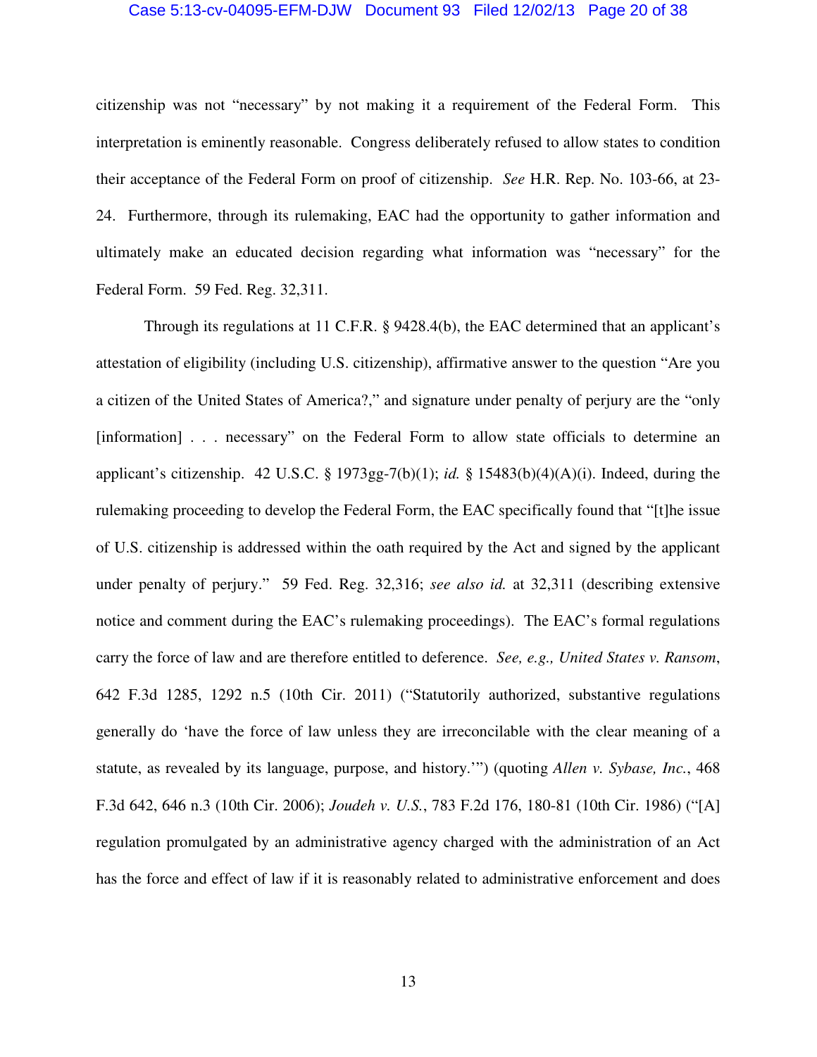citizenship was not "necessary" by not making it a requirement of the Federal Form. This interpretation is eminently reasonable. Congress deliberately refused to allow states to condition their acceptance of the Federal Form on proof of citizenship. *See* H.R. Rep. No. 103-66, at 23-24. Furthermore, through its rulemaking, EAC had the opportunity to gather information and ultimately make an educated decision regarding what information was "necessary" for the Federal Form. 59 Fed. Reg. 32,311.

Through its regulations at 11 C.F.R. § 9428.4(b), the EAC determined that an applicant's attestation of eligibility (including U.S. citizenship), affirmative answer to the question "Are you a citizen of the United States of America?," and signature under penalty of perjury are the "only [information] . . . necessary" on the Federal Form to allow state officials to determine an applicant's citizenship. 42 U.S.C. § 1973gg-7(b)(1); *id.* § 15483(b)(4)(A)(i). Indeed, during the rulemaking proceeding to develop the Federal Form, the EAC specifically found that "[t]he issue of U.S. citizenship is addressed within the oath required by the Act and signed by the applicant under penalty of perjury." 59 Fed. Reg. 32,316; *see also id.* at 32,311 (describing extensive notice and comment during the EAC's rulemaking proceedings). The EAC's formal regulations carry the force of law and are therefore entitled to deference. *See, e.g., United States v. Ransom*, 642 F.3d 1285, 1292 n.5 (10th Cir. 2011) ("Statutorily authorized, substantive regulations generally do 'have the force of law unless they are irreconcilable with the clear meaning of a statute, as revealed by its language, purpose, and history.'") (quoting *Allen v. Sybase, Inc.*, 468 F.3d 642, 646 n.3 (10th Cir. 2006); *Joudeh v. U.S.*, 783 F.2d 176, 180-81 (10th Cir. 1986) ("[A] regulation promulgated by an administrative agency charged with the administration of an Act has the force and effect of law if it is reasonably related to administrative enforcement and does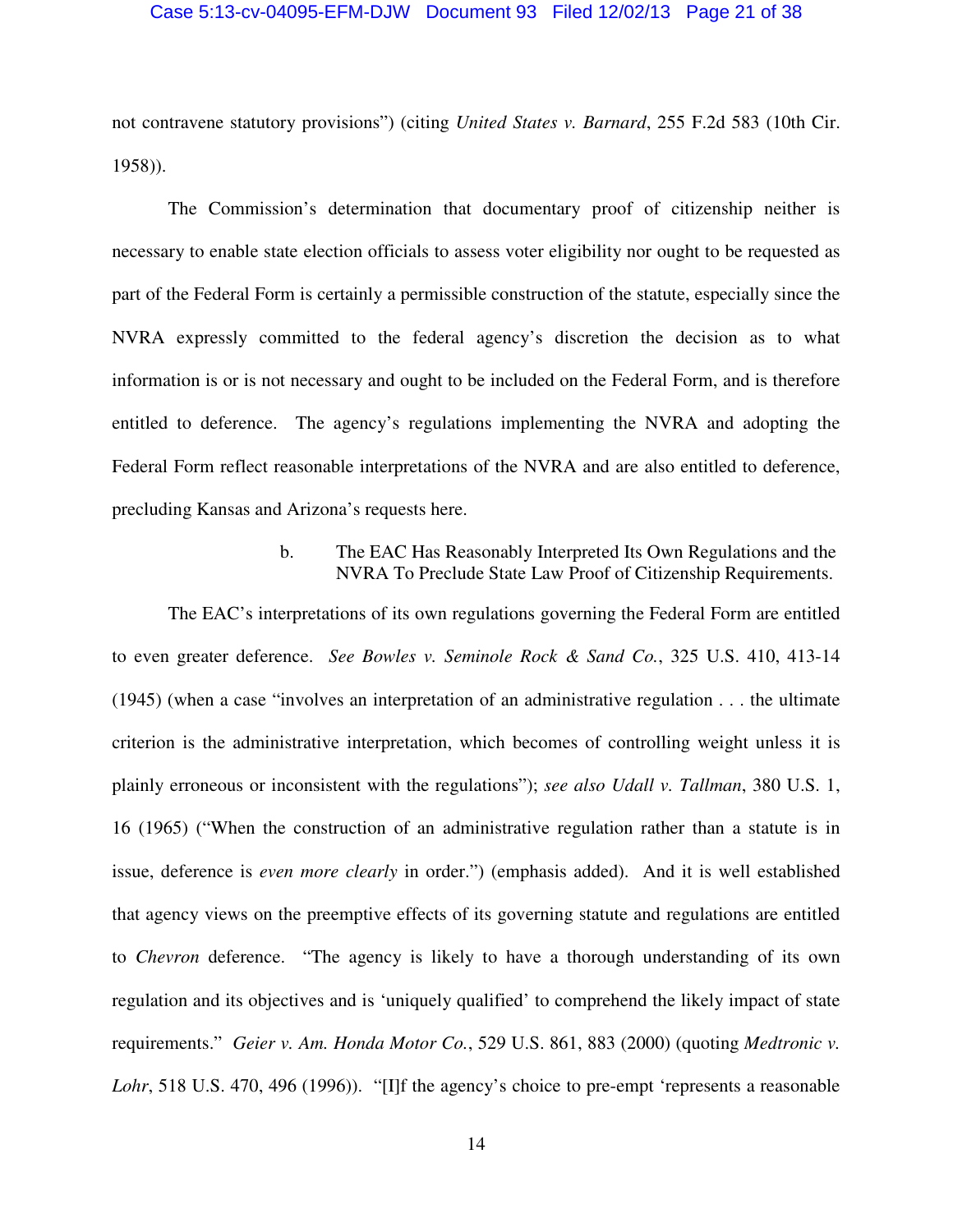not contravene statutory provisions") (citing *United States v. Barnard*, 255 F.2d 583 (10th Cir. 1958)).

The Commission's determination that documentary proof of citizenship neither is necessary to enable state election officials to assess voter eligibility nor ought to be requested as part of the Federal Form is certainly a permissible construction of the statute, especially since the NVRA expressly committed to the federal agency's discretion the decision as to what information is or is not necessary and ought to be included on the Federal Form, and is therefore entitled to deference. The agency's regulations implementing the NVRA and adopting the Federal Form reflect reasonable interpretations of the NVRA and are also entitled to deference, precluding Kansas and Arizona's requests here.

b. The EAC Has Reasonably Interpreted Its Own Regulations and the NVRA To Preclude State Law Proof of Citizenship Requirements.

The EAC's interpretations of its own regulations governing the Federal Form are entitled to even greater deference. *See Bowles v. Seminole Rock & Sand Co.*, 325 U.S. 410, 413-14 (1945) (when a case "involves an interpretation of an administrative regulation . . . the ultimate criterion is the administrative interpretation, which becomes of controlling weight unless it is plainly erroneous or inconsistent with the regulations"); *see also Udall v. Tallman*, 380 U.S. 1, 16 (1965) ("When the construction of an administrative regulation rather than a statute is in issue, deference is *even more clearly* in order.") (emphasis added). And it is well established that agency views on the preemptive effects of its governing statute and regulations are entitled to *Chevron* deference. "The agency is likely to have a thorough understanding of its own regulation and its objectives and is 'uniquely qualified' to comprehend the likely impact of state requirements." *Geier v. Am. Honda Motor Co.*, 529 U.S. 861, 883 (2000) (quoting *Medtronic v. Lohr*, 518 U.S. 470, 496 (1996)). "[I]f the agency's choice to pre-empt 'represents a reasonable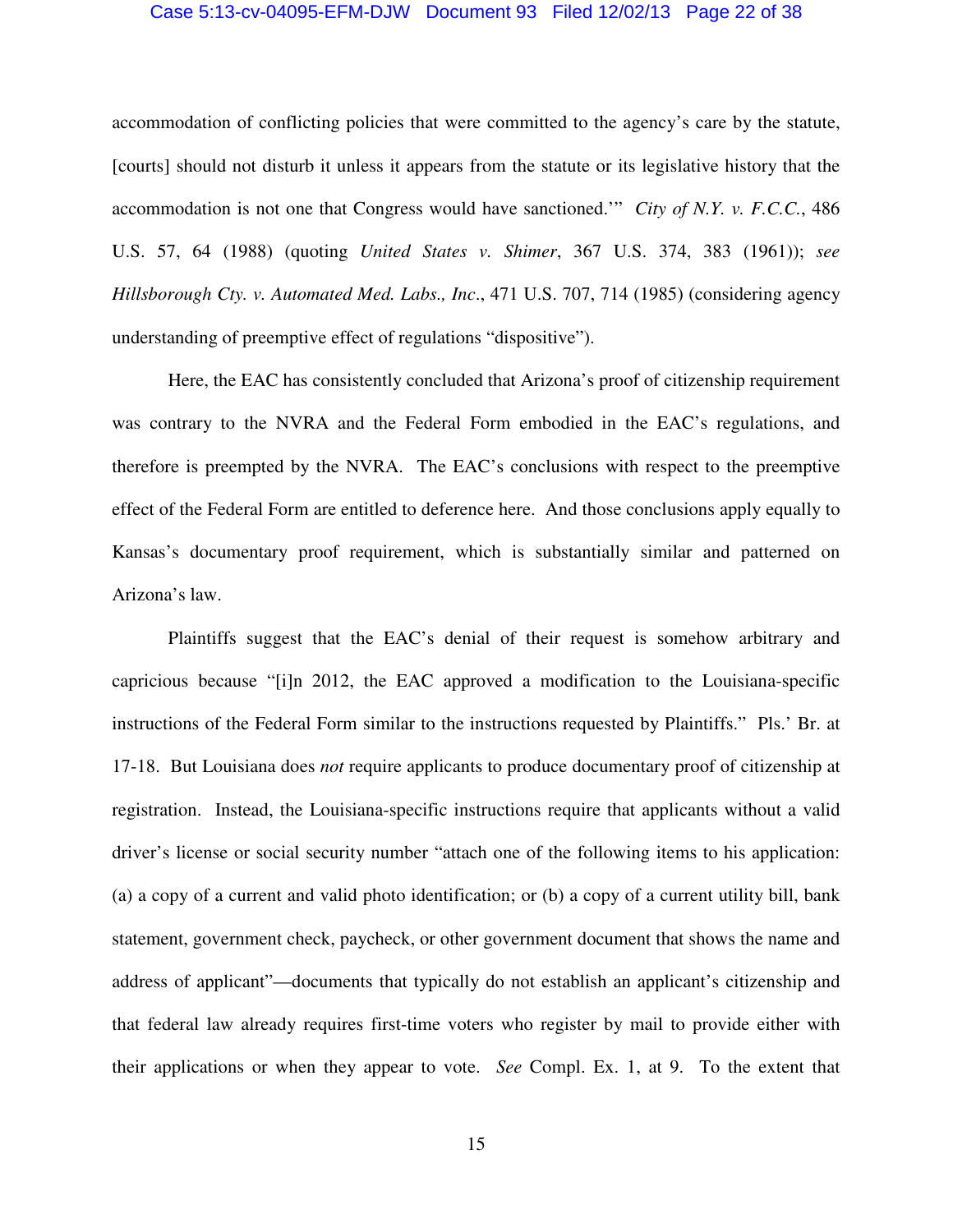accommodation of conflicting policies that were committed to the agency's care by the statute, [courts] should not disturb it unless it appears from the statute or its legislative history that the accommodation is not one that Congress would have sanctioned.'" *City of N.Y. v. F.C.C.*, 486 U.S. 57, 64 (1988) (quoting *United States v. Shimer*, 367 U.S. 374, 383 (1961)); *see Hillsborough Cty. v. Automated Med. Labs., Inc*., 471 U.S. 707, 714 (1985) (considering agency understanding of preemptive effect of regulations "dispositive").

Here, the EAC has consistently concluded that Arizona's proof of citizenship requirement was contrary to the NVRA and the Federal Form embodied in the EAC's regulations, and therefore is preempted by the NVRA. The EAC's conclusions with respect to the preemptive effect of the Federal Form are entitled to deference here. And those conclusions apply equally to Kansas's documentary proof requirement, which is substantially similar and patterned on Arizona's law.

Plaintiffs suggest that the EAC's denial of their request is somehow arbitrary and capricious because "[i]n 2012, the EAC approved a modification to the Louisiana-specific instructions of the Federal Form similar to the instructions requested by Plaintiffs." Pls.' Br. at 17-18. But Louisiana does *not* require applicants to produce documentary proof of citizenship at registration. Instead, the Louisiana-specific instructions require that applicants without a valid driver's license or social security number "attach one of the following items to his application: (a) a copy of a current and valid photo identification; or (b) a copy of a current utility bill, bank statement, government check, paycheck, or other government document that shows the name and address of applicant"—documents that typically do not establish an applicant's citizenship and that federal law already requires first-time voters who register by mail to provide either with their applications or when they appear to vote. *See* Compl. Ex. 1, at 9. To the extent that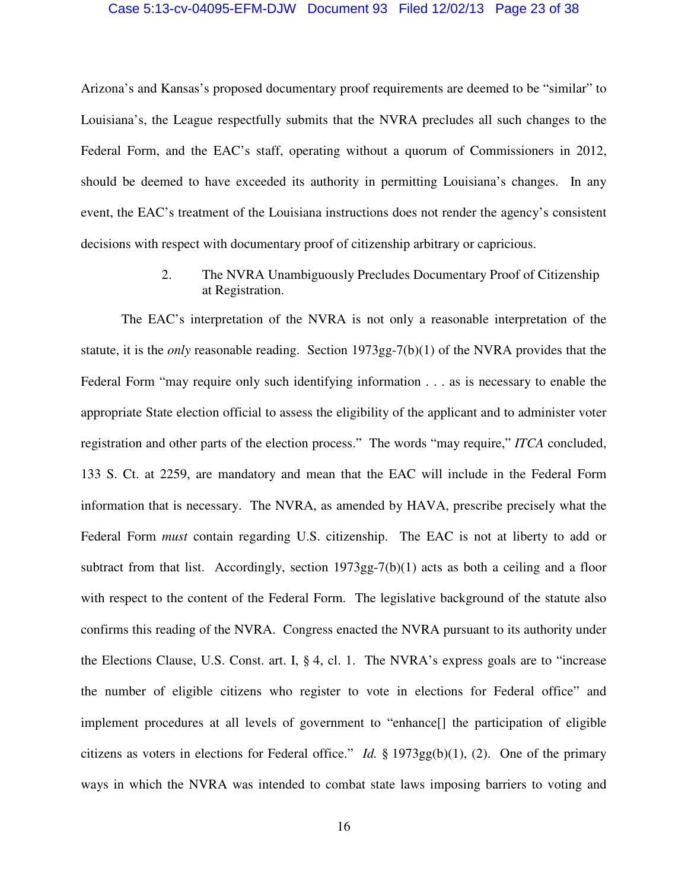Arizona's and Kansas's proposed documentary proof requirements are deemed to be "similar" to Louisiana's, the League respectfully submits that the NVRA precludes all such changes to the Federal Form, and the EAC's staff, operating without a quorum of Commissioners in 2012, should be deemed to have exceeded its authority in permitting Louisiana's changes. In any event, the EAC's treatment of the Louisiana instructions does not render the agency's consistent decisions with respect with documentary proof of citizenship arbitrary or capricious.

2. The NVRA Unambiguously Precludes Documentary Proof of Citizenship at Registration.

The EAC's interpretation of the NVRA is not only a reasonable interpretation of the statute, it is the *only* reasonable reading. Section 1973gg-7(b)(1) of the NVRA provides that the Federal Form "may require only such identifying information . . . as is necessary to enable the appropriate State election official to assess the eligibility of the applicant and to administer voter registration and other parts of the election process." The words "may require," *ITCA* concluded, 133 S. Ct. at 2259, are mandatory and mean that the EAC will include in the Federal Form information that is necessary. The NVRA, as amended by HAVA, prescribe precisely what the Federal Form *must* contain regarding U.S. citizenship. The EAC is not at liberty to add or subtract from that list. Accordingly, section 1973gg-7(b)(1) acts as both a ceiling and a floor with respect to the content of the Federal Form. The legislative background of the statute also confirms this reading of the NVRA. Congress enacted the NVRA pursuant to its authority under the Elections Clause, U.S. Const. art. I, § 4, cl. 1. The NVRA's express goals are to "increase the number of eligible citizens who register to vote in elections for Federal office" and implement procedures at all levels of government to "enhance[] the participation of eligible citizens as voters in elections for Federal office." *Id.* § 1973gg(b)(1), (2). One of the primary ways in which the NVRA was intended to combat state laws imposing barriers to voting and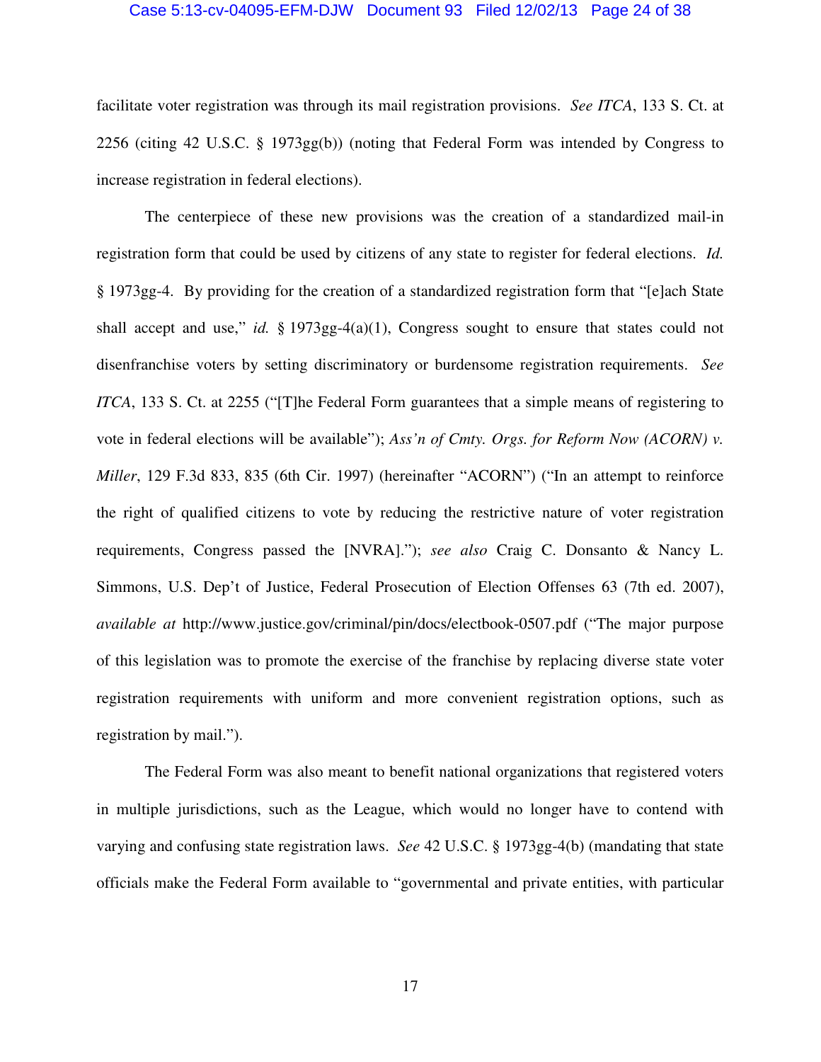facilitate voter registration was through its mail registration provisions. *See ITCA*, 133 S. Ct. at 2256 (citing 42 U.S.C. § 1973gg(b)) (noting that Federal Form was intended by Congress to increase registration in federal elections).

The centerpiece of these new provisions was the creation of a standardized mail-in registration form that could be used by citizens of any state to register for federal elections. *Id.* § 1973gg-4. By providing for the creation of a standardized registration form that "[e]ach State shall accept and use," *id.* § 1973gg-4(a)(1), Congress sought to ensure that states could not disenfranchise voters by setting discriminatory or burdensome registration requirements. *See ITCA*, 133 S. Ct. at 2255 ("[T]he Federal Form guarantees that a simple means of registering to vote in federal elections will be available"); *Ass'n of Cmty. Orgs. for Reform Now (ACORN) v. Miller*, 129 F.3d 833, 835 (6th Cir. 1997) (hereinafter "ACORN") ("In an attempt to reinforce the right of qualified citizens to vote by reducing the restrictive nature of voter registration requirements, Congress passed the [NVRA]."); *see also* Craig C. Donsanto & Nancy L. Simmons, U.S. Dep't of Justice, Federal Prosecution of Election Offenses 63 (7th ed. 2007), *available at* http://www.justice.gov/criminal/pin/docs/electbook-0507.pdf ("The major purpose of this legislation was to promote the exercise of the franchise by replacing diverse state voter registration requirements with uniform and more convenient registration options, such as registration by mail.").

The Federal Form was also meant to benefit national organizations that registered voters in multiple jurisdictions, such as the League, which would no longer have to contend with varying and confusing state registration laws. *See* 42 U.S.C. § 1973gg-4(b) (mandating that state officials make the Federal Form available to "governmental and private entities, with particular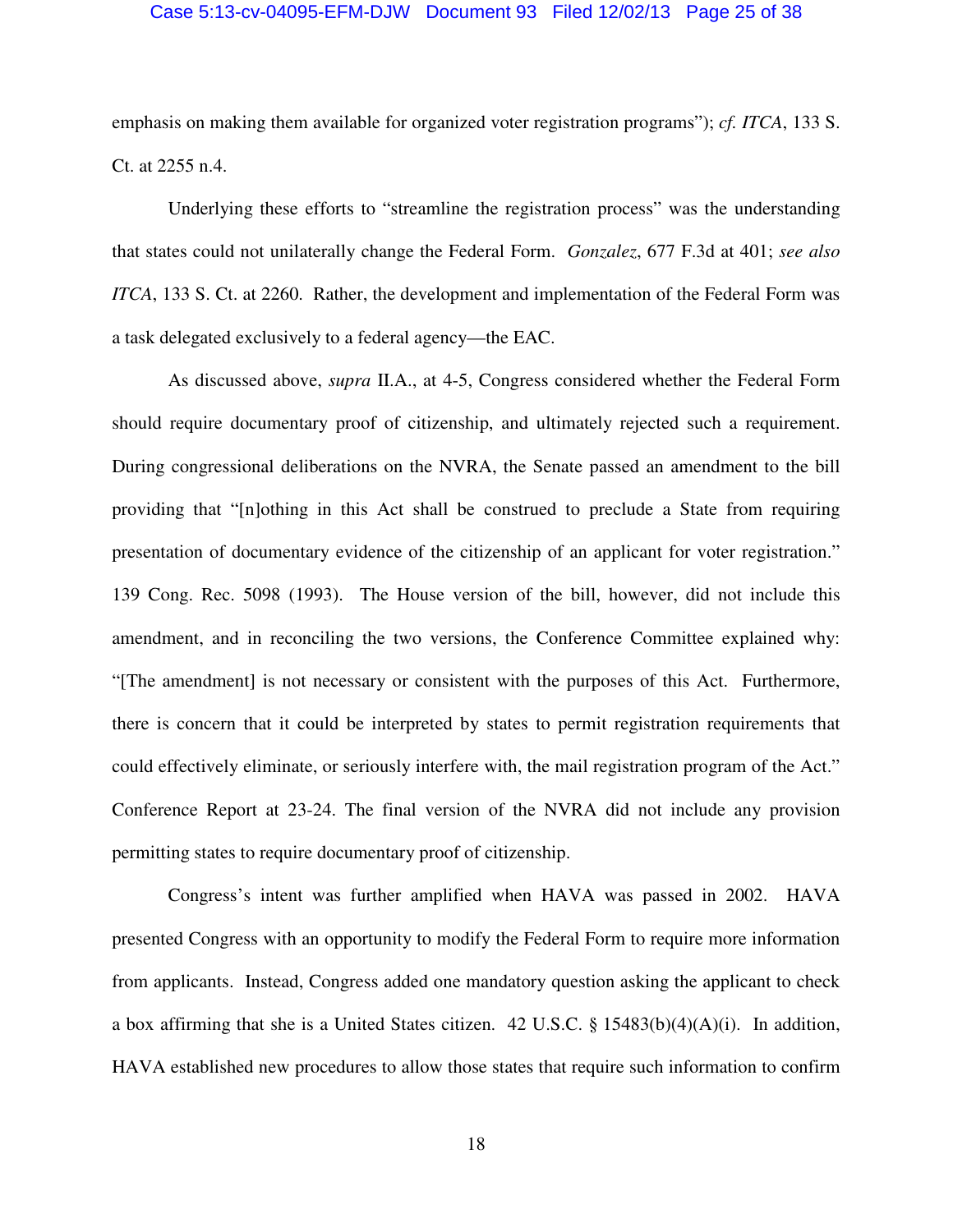emphasis on making them available for organized voter registration programs"); *cf. ITCA*, 133 S. Ct. at 2255 n.4.

Underlying these efforts to "streamline the registration process" was the understanding that states could not unilaterally change the Federal Form. *Gonzalez*, 677 F.3d at 401; *see also ITCA*, 133 S. Ct. at 2260. Rather, the development and implementation of the Federal Form was a task delegated exclusively to a federal agency—the EAC.

As discussed above, *supra* II.A., at 4-5, Congress considered whether the Federal Form should require documentary proof of citizenship, and ultimately rejected such a requirement. During congressional deliberations on the NVRA, the Senate passed an amendment to the bill providing that "[n]othing in this Act shall be construed to preclude a State from requiring presentation of documentary evidence of the citizenship of an applicant for voter registration." 139 Cong. Rec. 5098 (1993). The House version of the bill, however, did not include this amendment, and in reconciling the two versions, the Conference Committee explained why: "[The amendment] is not necessary or consistent with the purposes of this Act. Furthermore, there is concern that it could be interpreted by states to permit registration requirements that could effectively eliminate, or seriously interfere with, the mail registration program of the Act." Conference Report at 23-24. The final version of the NVRA did not include any provision permitting states to require documentary proof of citizenship.

Congress's intent was further amplified when HAVA was passed in 2002. HAVA presented Congress with an opportunity to modify the Federal Form to require more information from applicants. Instead, Congress added one mandatory question asking the applicant to check a box affirming that she is a United States citizen. 42 U.S.C. § 15483(b)(4)(A)(i). In addition, HAVA established new procedures to allow those states that require such information to confirm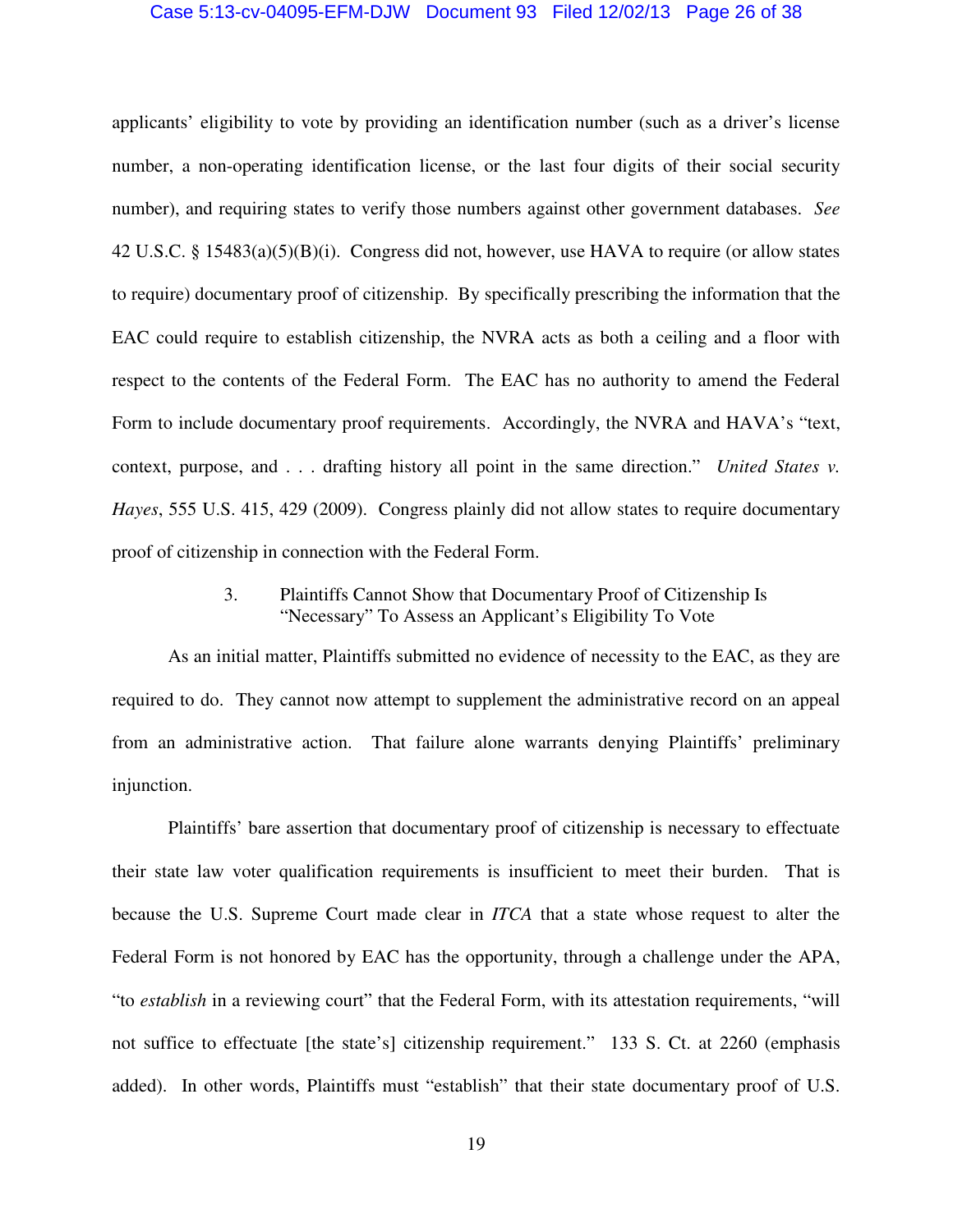applicants' eligibility to vote by providing an identification number (such as a driver's license number, a non-operating identification license, or the last four digits of their social security number), and requiring states to verify those numbers against other government databases. *See* 42 U.S.C. § 15483(a)(5)(B)(i). Congress did not, however, use HAVA to require (or allow states to require) documentary proof of citizenship. By specifically prescribing the information that the EAC could require to establish citizenship, the NVRA acts as both a ceiling and a floor with respect to the contents of the Federal Form. The EAC has no authority to amend the Federal Form to include documentary proof requirements. Accordingly, the NVRA and HAVA's "text, context, purpose, and . . . drafting history all point in the same direction." *United States v. Hayes*, 555 U.S. 415, 429 (2009). Congress plainly did not allow states to require documentary proof of citizenship in connection with the Federal Form.

3. Plaintiffs Cannot Show that Documentary Proof of Citizenship Is "Necessary" To Assess an Applicant's Eligibility To Vote

As an initial matter, Plaintiffs submitted no evidence of necessity to the EAC, as they are required to do. They cannot now attempt to supplement the administrative record on an appeal from an administrative action. That failure alone warrants denying Plaintiffs' preliminary injunction.

Plaintiffs' bare assertion that documentary proof of citizenship is necessary to effectuate their state law voter qualification requirements is insufficient to meet their burden. That is because the U.S. Supreme Court made clear in *ITCA* that a state whose request to alter the Federal Form is not honored by EAC has the opportunity, through a challenge under the APA, "to *establish* in a reviewing court" that the Federal Form, with its attestation requirements, "will not suffice to effectuate [the state's] citizenship requirement." 133 S. Ct. at 2260 (emphasis added). In other words, Plaintiffs must "establish" that their state documentary proof of U.S.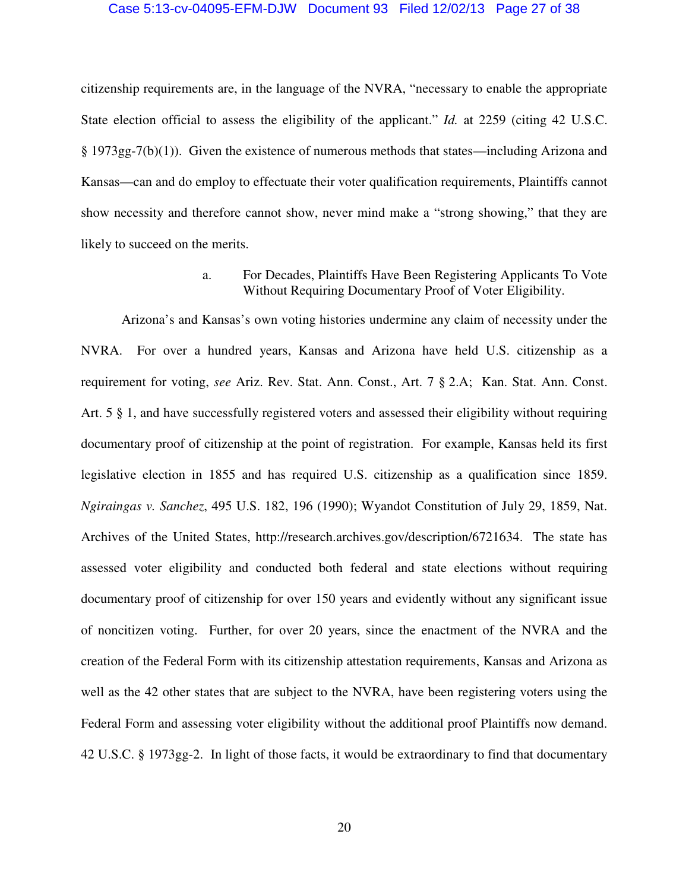citizenship requirements are, in the language of the NVRA, "necessary to enable the appropriate State election official to assess the eligibility of the applicant." *Id.* at 2259 (citing 42 U.S.C. § 1973gg-7(b)(1)). Given the existence of numerous methods that states—including Arizona and Kansas—can and do employ to effectuate their voter qualification requirements, Plaintiffs cannot show necessity and therefore cannot show, never mind make a "strong showing," that they are likely to succeed on the merits.

a. For Decades, Plaintiffs Have Been Registering Applicants To Vote Without Requiring Documentary Proof of Voter Eligibility.

Arizona's and Kansas's own voting histories undermine any claim of necessity under the NVRA. For over a hundred years, Kansas and Arizona have held U.S. citizenship as a requirement for voting, *see* Ariz. Rev. Stat. Ann. Const., Art. 7 § 2.A; Kan. Stat. Ann. Const. Art. 5 § 1, and have successfully registered voters and assessed their eligibility without requiring documentary proof of citizenship at the point of registration. For example, Kansas held its first legislative election in 1855 and has required U.S. citizenship as a qualification since 1859. *Ngiraingas v. Sanchez*, 495 U.S. 182, 196 (1990); Wyandot Constitution of July 29, 1859, Nat. Archives of the United States, http://research.archives.gov/description/6721634. The state has assessed voter eligibility and conducted both federal and state elections without requiring documentary proof of citizenship for over 150 years and evidently without any significant issue of noncitizen voting. Further, for over 20 years, since the enactment of the NVRA and the creation of the Federal Form with its citizenship attestation requirements, Kansas and Arizona as well as the 42 other states that are subject to the NVRA, have been registering voters using the Federal Form and assessing voter eligibility without the additional proof Plaintiffs now demand. 42 U.S.C. § 1973gg-2. In light of those facts, it would be extraordinary to find that documentary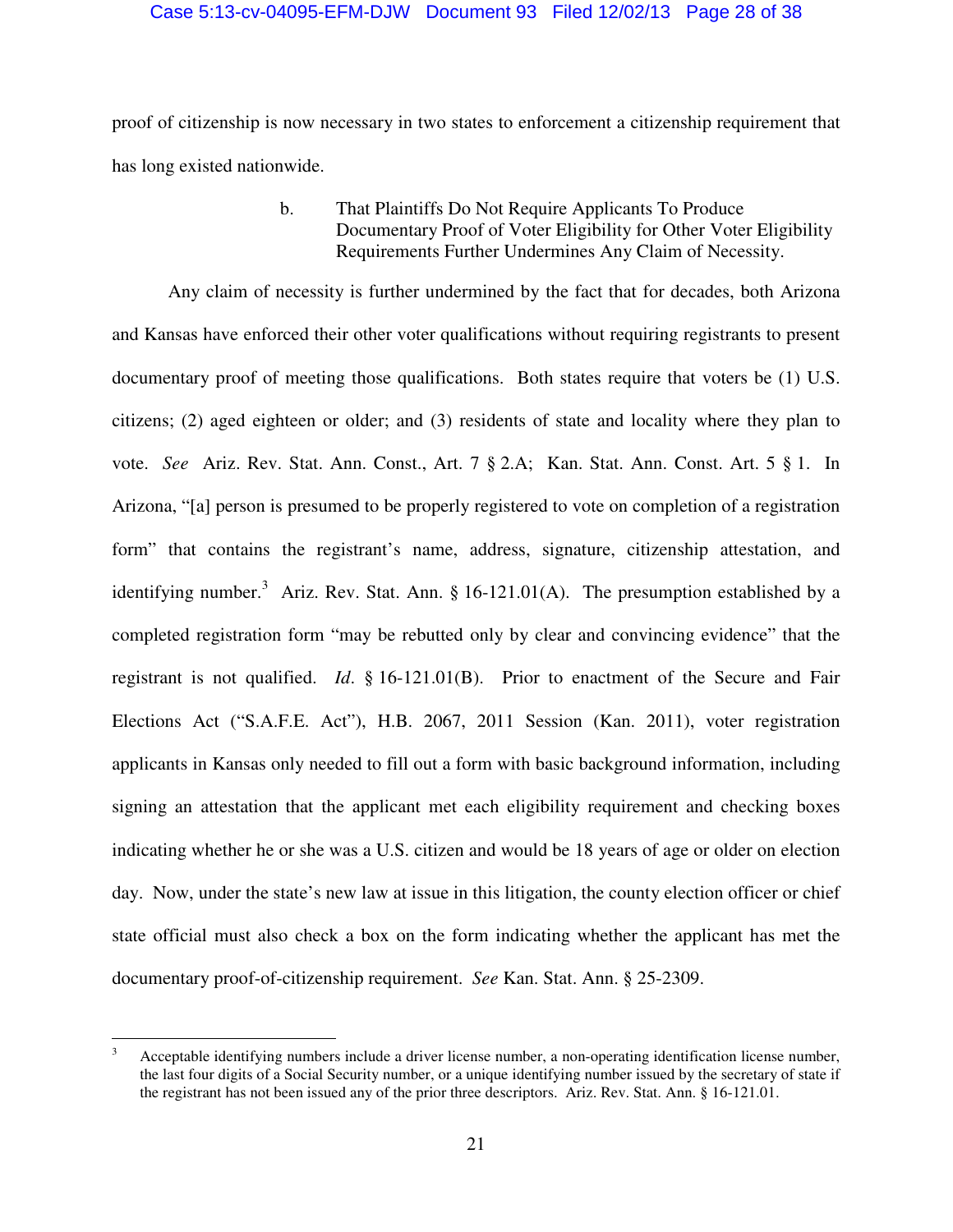proof of citizenship is now necessary in two states to enforcement a citizenship requirement that has long existed nationwide.

b. That Plaintiffs Do Not Require Applicants To Produce Documentary Proof of Voter Eligibility for Other Voter Eligibility Requirements Further Undermines Any Claim of Necessity.

Any claim of necessity is further undermined by the fact that for decades, both Arizona and Kansas have enforced their other voter qualifications without requiring registrants to present documentary proof of meeting those qualifications. Both states require that voters be (1) U.S. citizens; (2) aged eighteen or older; and (3) residents of state and locality where they plan to vote. *See* Ariz. Rev. Stat. Ann. Const., Art. 7 § 2.A; Kan. Stat. Ann. Const. Art. 5 § 1. In Arizona, "[a] person is presumed to be properly registered to vote on completion of a registration form" that contains the registrant's name, address, signature, citizenship attestation, and identifying number.[3] Ariz. Rev. Stat. Ann. § 16-121.01(A). The presumption established by a completed registration form "may be rebutted only by clear and convincing evidence" that the registrant is not qualified. *Id*. § 16-121.01(B). Prior to enactment of the Secure and Fair Elections Act ("S.A.F.E. Act"), H.B. 2067, 2011 Session (Kan. 2011), voter registration applicants in Kansas only needed to fill out a form with basic background information, including signing an attestation that the applicant met each eligibility requirement and checking boxes indicating whether he or she was a U.S. citizen and would be 18 years of age or older on election day. Now, under the state's new law at issue in this litigation, the county election officer or chief state official must also check a box on the form indicating whether the applicant has met the documentary proof-of-citizenship requirement. *See* Kan. Stat. Ann. § 25-2309.

---

[3] Acceptable identifying numbers include a driver license number, a non-operating identification license number, the last four digits of a Social Security number, or a unique identifying number issued by the secretary of state if the registrant has not been issued any of the prior three descriptors. Ariz. Rev. Stat. Ann. § 16-121.01.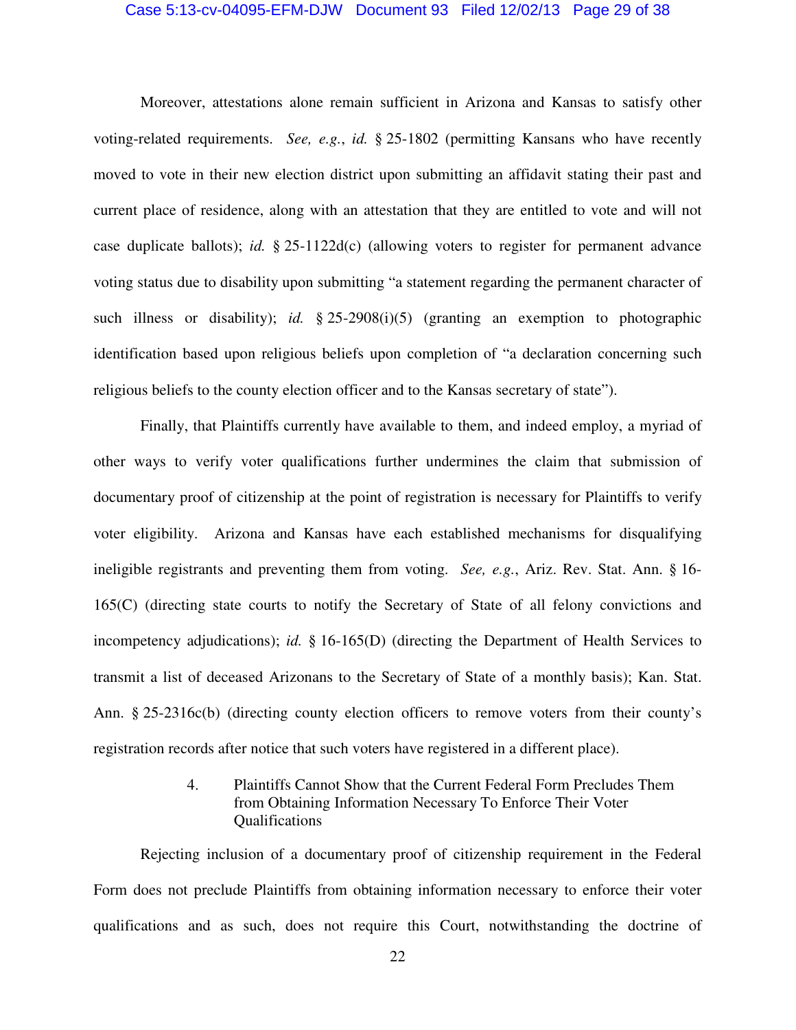Moreover, attestations alone remain sufficient in Arizona and Kansas to satisfy other voting-related requirements. *See, e.g.*, *id.* § 25-1802 (permitting Kansans who have recently moved to vote in their new election district upon submitting an affidavit stating their past and current place of residence, along with an attestation that they are entitled to vote and will not case duplicate ballots); *id.* § 25-1122d(c) (allowing voters to register for permanent advance voting status due to disability upon submitting "a statement regarding the permanent character of such illness or disability); *id.* § 25-2908(i)(5) (granting an exemption to photographic identification based upon religious beliefs upon completion of "a declaration concerning such religious beliefs to the county election officer and to the Kansas secretary of state").

Finally, that Plaintiffs currently have available to them, and indeed employ, a myriad of other ways to verify voter qualifications further undermines the claim that submission of documentary proof of citizenship at the point of registration is necessary for Plaintiffs to verify voter eligibility. Arizona and Kansas have each established mechanisms for disqualifying ineligible registrants and preventing them from voting. *See, e.g.*, Ariz. Rev. Stat. Ann. § 16-165(C) (directing state courts to notify the Secretary of State of all felony convictions and incompetency adjudications); *id.* § 16-165(D) (directing the Department of Health Services to transmit a list of deceased Arizonans to the Secretary of State of a monthly basis); Kan. Stat. Ann. § 25-2316c(b) (directing county election officers to remove voters from their county's registration records after notice that such voters have registered in a different place).

4. Plaintiffs Cannot Show that the Current Federal Form Precludes Them from Obtaining Information Necessary To Enforce Their Voter Qualifications

Rejecting inclusion of a documentary proof of citizenship requirement in the Federal Form does not preclude Plaintiffs from obtaining information necessary to enforce their voter qualifications and as such, does not require this Court, notwithstanding the doctrine of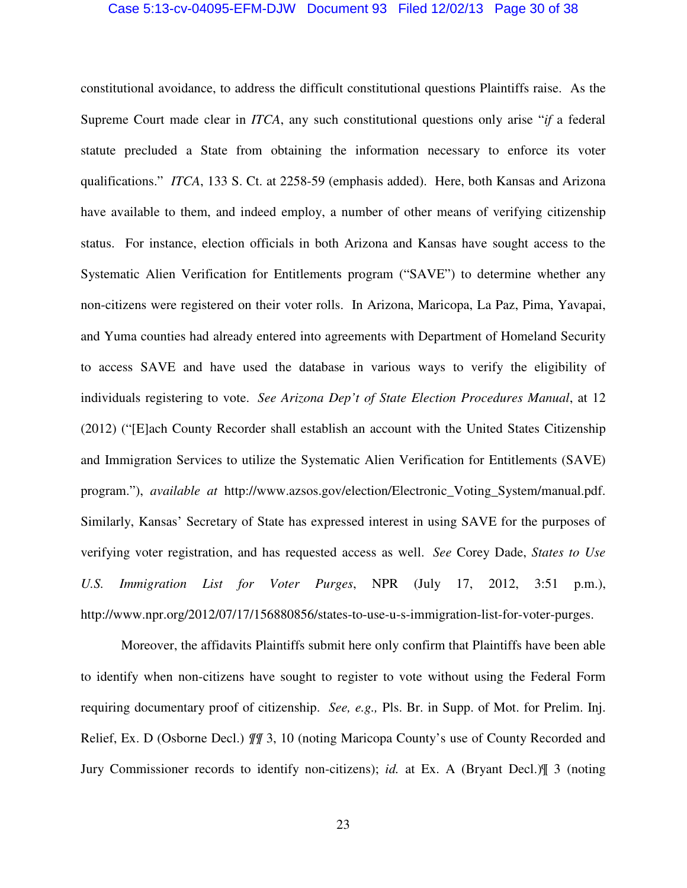constitutional avoidance, to address the difficult constitutional questions Plaintiffs raise. As the Supreme Court made clear in *ITCA*, any such constitutional questions only arise "*if* a federal statute precluded a State from obtaining the information necessary to enforce its voter qualifications." *ITCA*, 133 S. Ct. at 2258-59 (emphasis added). Here, both Kansas and Arizona have available to them, and indeed employ, a number of other means of verifying citizenship status. For instance, election officials in both Arizona and Kansas have sought access to the Systematic Alien Verification for Entitlements program ("SAVE") to determine whether any non-citizens were registered on their voter rolls. In Arizona, Maricopa, La Paz, Pima, Yavapai, and Yuma counties had already entered into agreements with Department of Homeland Security to access SAVE and have used the database in various ways to verify the eligibility of individuals registering to vote. *See Arizona Dep't of State Election Procedures Manual*, at 12 (2012) ("[E]ach County Recorder shall establish an account with the United States Citizenship and Immigration Services to utilize the Systematic Alien Verification for Entitlements (SAVE) program."), *available at* http://www.azsos.gov/election/Electronic_Voting_System/manual.pdf. Similarly, Kansas' Secretary of State has expressed interest in using SAVE for the purposes of verifying voter registration, and has requested access as well. *See* Corey Dade, *States to Use U.S. Immigration List for Voter Purges*, NPR (July 17, 2012, 3:51 p.m.), http://www.npr.org/2012/07/17/156880856/states-to-use-u-s-immigration-list-for-voter-purges.

Moreover, the affidavits Plaintiffs submit here only confirm that Plaintiffs have been able to identify when non-citizens have sought to register to vote without using the Federal Form requiring documentary proof of citizenship. *See, e.g.,* Pls. Br. in Supp. of Mot. for Prelim. Inj. Relief, Ex. D (Osborne Decl.) ¶¶ 3, 10 (noting Maricopa County's use of County Recorded and Jury Commissioner records to identify non-citizens); *id.* at Ex. A (Bryant Decl.)¶ 3 (noting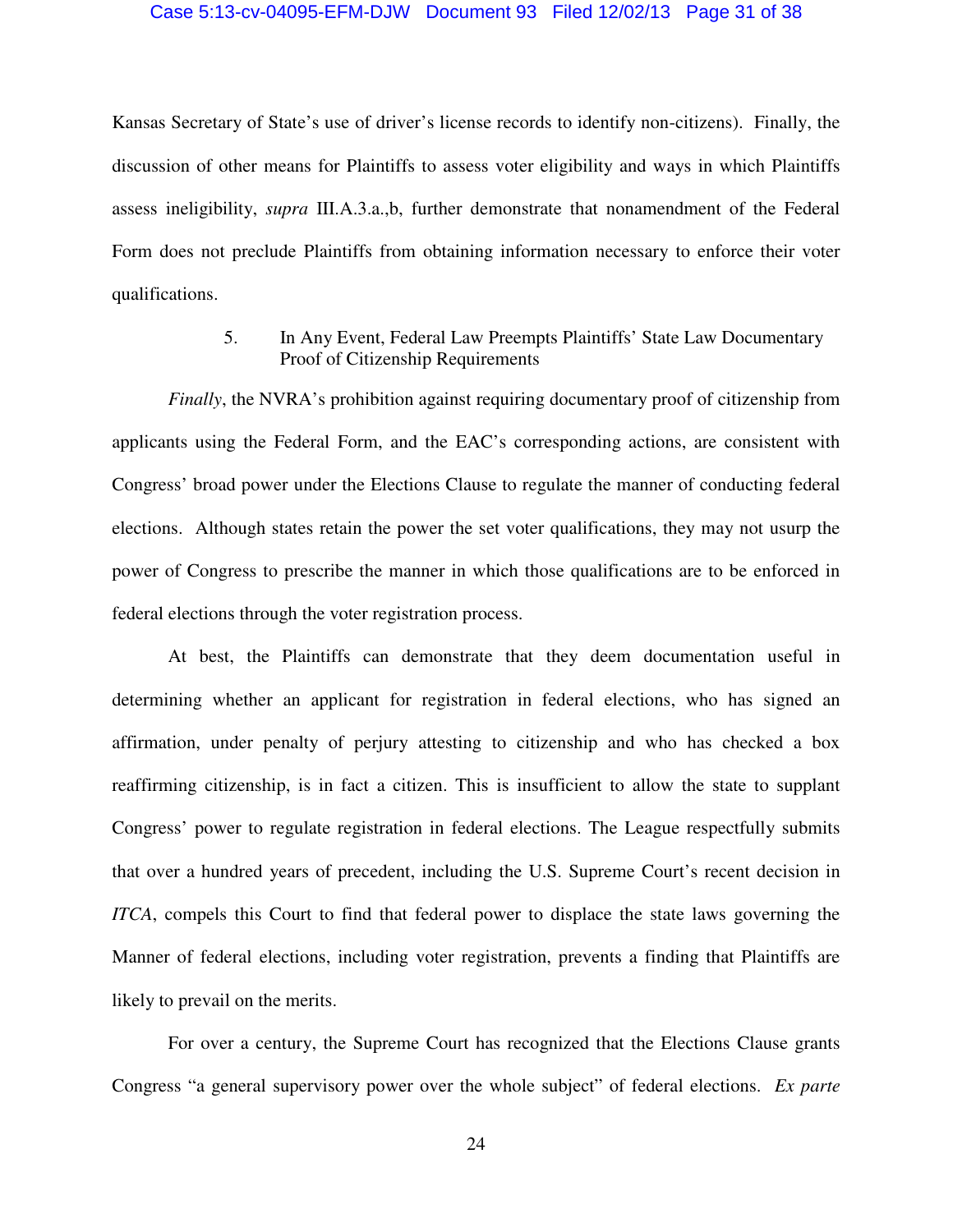Kansas Secretary of State's use of driver's license records to identify non-citizens). Finally, the discussion of other means for Plaintiffs to assess voter eligibility and ways in which Plaintiffs assess ineligibility, *supra* III.A.3.a.,b, further demonstrate that nonamendment of the Federal Form does not preclude Plaintiffs from obtaining information necessary to enforce their voter qualifications.

### 5. In Any Event, Federal Law Preempts Plaintiffs' State Law Documentary Proof of Citizenship Requirements

*Finally*, the NVRA's prohibition against requiring documentary proof of citizenship from applicants using the Federal Form, and the EAC's corresponding actions, are consistent with Congress' broad power under the Elections Clause to regulate the manner of conducting federal elections. Although states retain the power the set voter qualifications, they may not usurp the power of Congress to prescribe the manner in which those qualifications are to be enforced in federal elections through the voter registration process.

At best, the Plaintiffs can demonstrate that they deem documentation useful in determining whether an applicant for registration in federal elections, who has signed an affirmation, under penalty of perjury attesting to citizenship and who has checked a box reaffirming citizenship, is in fact a citizen. This is insufficient to allow the state to supplant Congress' power to regulate registration in federal elections. The League respectfully submits that over a hundred years of precedent, including the U.S. Supreme Court's recent decision in *ITCA*, compels this Court to find that federal power to displace the state laws governing the Manner of federal elections, including voter registration, prevents a finding that Plaintiffs are likely to prevail on the merits.

For over a century, the Supreme Court has recognized that the Elections Clause grants Congress "a general supervisory power over the whole subject" of federal elections. *Ex parte*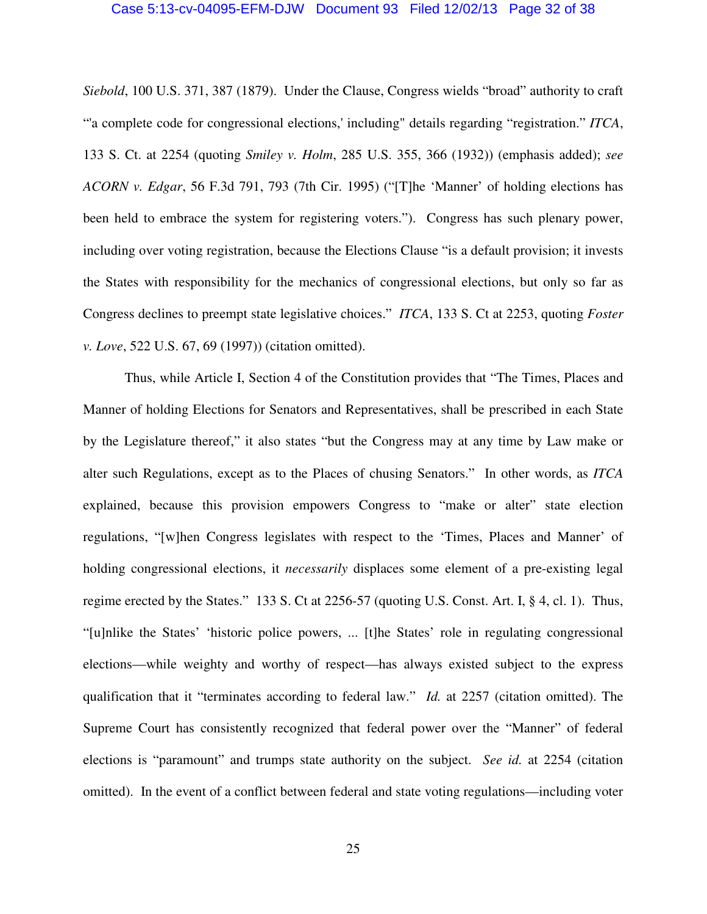*Siebold*, 100 U.S. 371, 387 (1879). Under the Clause, Congress wields "broad" authority to craft "'a complete code for congressional elections,' including" details regarding "registration." *ITCA*, 133 S. Ct. at 2254 (quoting *Smiley v. Holm*, 285 U.S. 355, 366 (1932)) (emphasis added); *see ACORN v. Edgar*, 56 F.3d 791, 793 (7th Cir. 1995) ("[T]he 'Manner' of holding elections has been held to embrace the system for registering voters."). Congress has such plenary power, including over voting registration, because the Elections Clause "is a default provision; it invests the States with responsibility for the mechanics of congressional elections, but only so far as Congress declines to preempt state legislative choices." *ITCA*, 133 S. Ct at 2253, quoting *Foster v. Love*, 522 U.S. 67, 69 (1997)) (citation omitted).

Thus, while Article I, Section 4 of the Constitution provides that "The Times, Places and Manner of holding Elections for Senators and Representatives, shall be prescribed in each State by the Legislature thereof," it also states "but the Congress may at any time by Law make or alter such Regulations, except as to the Places of chusing Senators." In other words, as *ITCA* explained, because this provision empowers Congress to "make or alter" state election regulations, "[w]hen Congress legislates with respect to the 'Times, Places and Manner' of holding congressional elections, it *necessarily* displaces some element of a pre-existing legal regime erected by the States." 133 S. Ct at 2256-57 (quoting U.S. Const. Art. I, § 4, cl. 1). Thus, "[u]nlike the States' 'historic police powers, ... [t]he States' role in regulating congressional elections—while weighty and worthy of respect—has always existed subject to the express qualification that it "terminates according to federal law." *Id.* at 2257 (citation omitted). The Supreme Court has consistently recognized that federal power over the "Manner" of federal elections is "paramount" and trumps state authority on the subject. *See id.* at 2254 (citation omitted). In the event of a conflict between federal and state voting regulations—including voter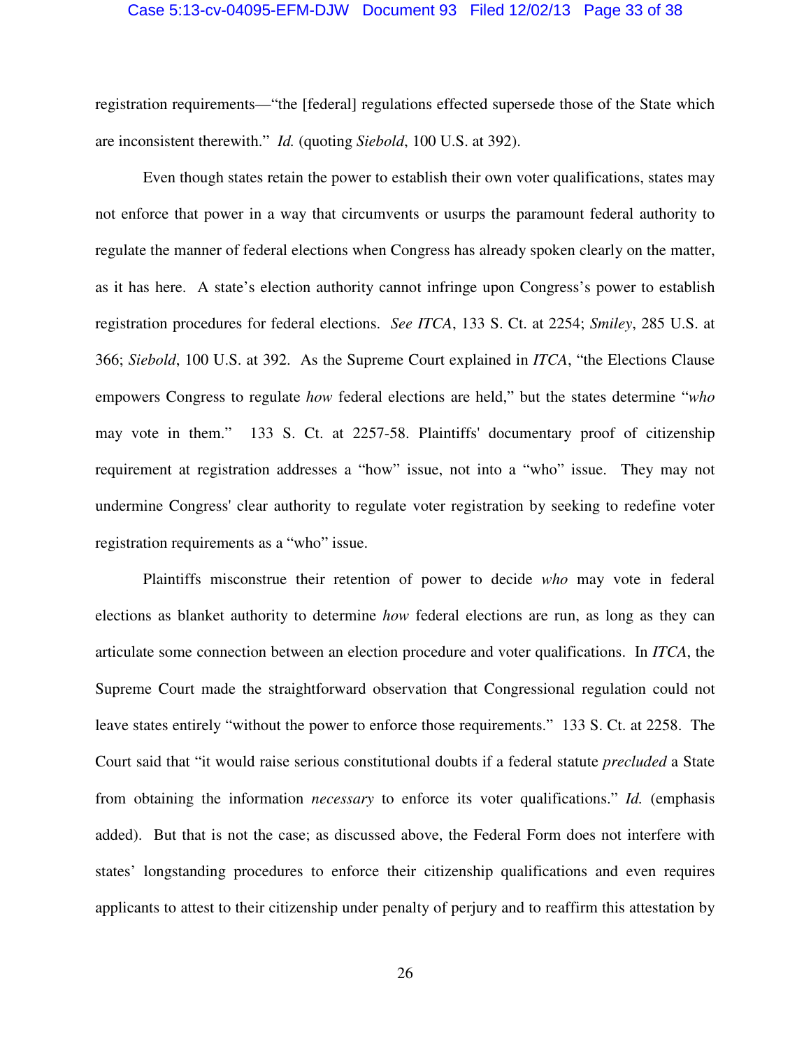registration requirements—"the [federal] regulations effected supersede those of the State which are inconsistent therewith." *Id.* (quoting *Siebold*, 100 U.S. at 392).

Even though states retain the power to establish their own voter qualifications, states may not enforce that power in a way that circumvents or usurps the paramount federal authority to regulate the manner of federal elections when Congress has already spoken clearly on the matter, as it has here. A state's election authority cannot infringe upon Congress's power to establish registration procedures for federal elections. *See ITCA*, 133 S. Ct. at 2254; *Smiley*, 285 U.S. at 366; *Siebold*, 100 U.S. at 392. As the Supreme Court explained in *ITCA*, "the Elections Clause empowers Congress to regulate *how* federal elections are held," but the states determine "*who* may vote in them." 133 S. Ct. at 2257-58. Plaintiffs' documentary proof of citizenship requirement at registration addresses a "how" issue, not into a "who" issue. They may not undermine Congress' clear authority to regulate voter registration by seeking to redefine voter registration requirements as a "who" issue.

Plaintiffs misconstrue their retention of power to decide *who* may vote in federal elections as blanket authority to determine *how* federal elections are run, as long as they can articulate some connection between an election procedure and voter qualifications. In *ITCA*, the Supreme Court made the straightforward observation that Congressional regulation could not leave states entirely "without the power to enforce those requirements." 133 S. Ct. at 2258. The Court said that "it would raise serious constitutional doubts if a federal statute *precluded* a State from obtaining the information *necessary* to enforce its voter qualifications." *Id.* (emphasis added). But that is not the case; as discussed above, the Federal Form does not interfere with states' longstanding procedures to enforce their citizenship qualifications and even requires applicants to attest to their citizenship under penalty of perjury and to reaffirm this attestation by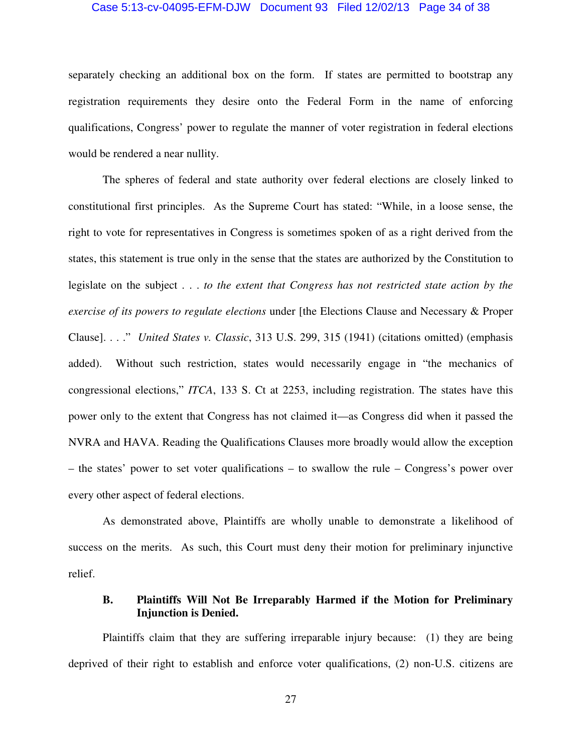separately checking an additional box on the form. If states are permitted to bootstrap any registration requirements they desire onto the Federal Form in the name of enforcing qualifications, Congress' power to regulate the manner of voter registration in federal elections would be rendered a near nullity.

The spheres of federal and state authority over federal elections are closely linked to constitutional first principles. As the Supreme Court has stated: "While, in a loose sense, the right to vote for representatives in Congress is sometimes spoken of as a right derived from the states, this statement is true only in the sense that the states are authorized by the Constitution to legislate on the subject . . . *to the extent that Congress has not restricted state action by the exercise of its powers to regulate elections* under [the Elections Clause and Necessary & Proper Clause]. . . ." *United States v. Classic*, 313 U.S. 299, 315 (1941) (citations omitted) (emphasis added). Without such restriction, states would necessarily engage in "the mechanics of congressional elections," *ITCA*, 133 S. Ct at 2253, including registration. The states have this power only to the extent that Congress has not claimed it—as Congress did when it passed the NVRA and HAVA. Reading the Qualifications Clauses more broadly would allow the exception – the states' power to set voter qualifications – to swallow the rule – Congress's power over every other aspect of federal elections.

As demonstrated above, Plaintiffs are wholly unable to demonstrate a likelihood of success on the merits. As such, this Court must deny their motion for preliminary injunctive relief.

### B. Plaintiffs Will Not Be Irreparably Harmed if the Motion for Preliminary Injunction is Denied.

Plaintiffs claim that they are suffering irreparable injury because: (1) they are being deprived of their right to establish and enforce voter qualifications, (2) non-U.S. citizens are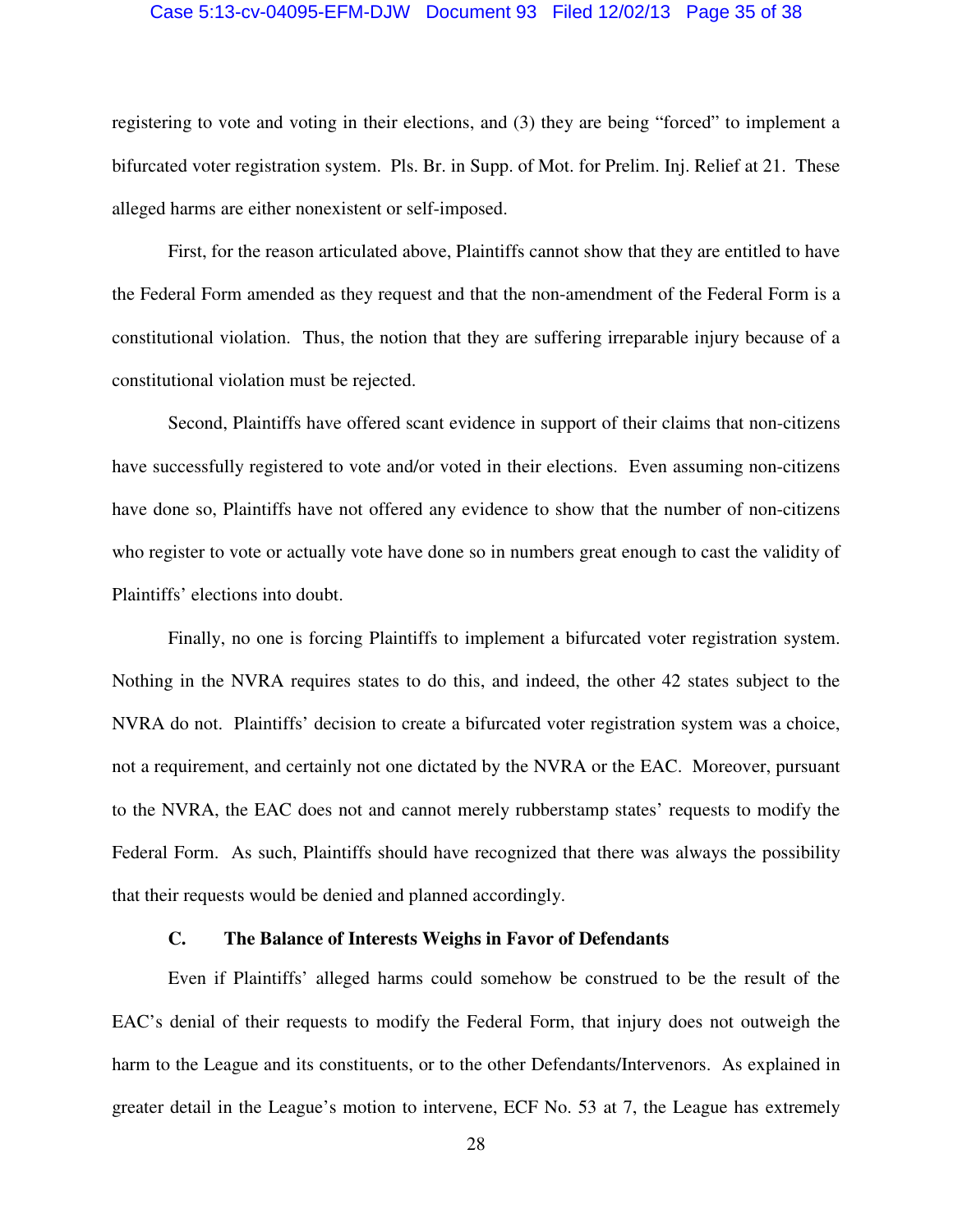registering to vote and voting in their elections, and (3) they are being "forced" to implement a bifurcated voter registration system. Pls. Br. in Supp. of Mot. for Prelim. Inj. Relief at 21. These alleged harms are either nonexistent or self-imposed.

First, for the reason articulated above, Plaintiffs cannot show that they are entitled to have the Federal Form amended as they request and that the non-amendment of the Federal Form is a constitutional violation. Thus, the notion that they are suffering irreparable injury because of a constitutional violation must be rejected.

Second, Plaintiffs have offered scant evidence in support of their claims that non-citizens have successfully registered to vote and/or voted in their elections. Even assuming non-citizens have done so, Plaintiffs have not offered any evidence to show that the number of non-citizens who register to vote or actually vote have done so in numbers great enough to cast the validity of Plaintiffs' elections into doubt.

Finally, no one is forcing Plaintiffs to implement a bifurcated voter registration system. Nothing in the NVRA requires states to do this, and indeed, the other 42 states subject to the NVRA do not. Plaintiffs' decision to create a bifurcated voter registration system was a choice, not a requirement, and certainly not one dictated by the NVRA or the EAC. Moreover, pursuant to the NVRA, the EAC does not and cannot merely rubberstamp states' requests to modify the Federal Form. As such, Plaintiffs should have recognized that there was always the possibility that their requests would be denied and planned accordingly.

### C. The Balance of Interests Weighs in Favor of Defendants

Even if Plaintiffs' alleged harms could somehow be construed to be the result of the EAC's denial of their requests to modify the Federal Form, that injury does not outweigh the harm to the League and its constituents, or to the other Defendants/Intervenors. As explained in greater detail in the League's motion to intervene, ECF No. 53 at 7, the League has extremely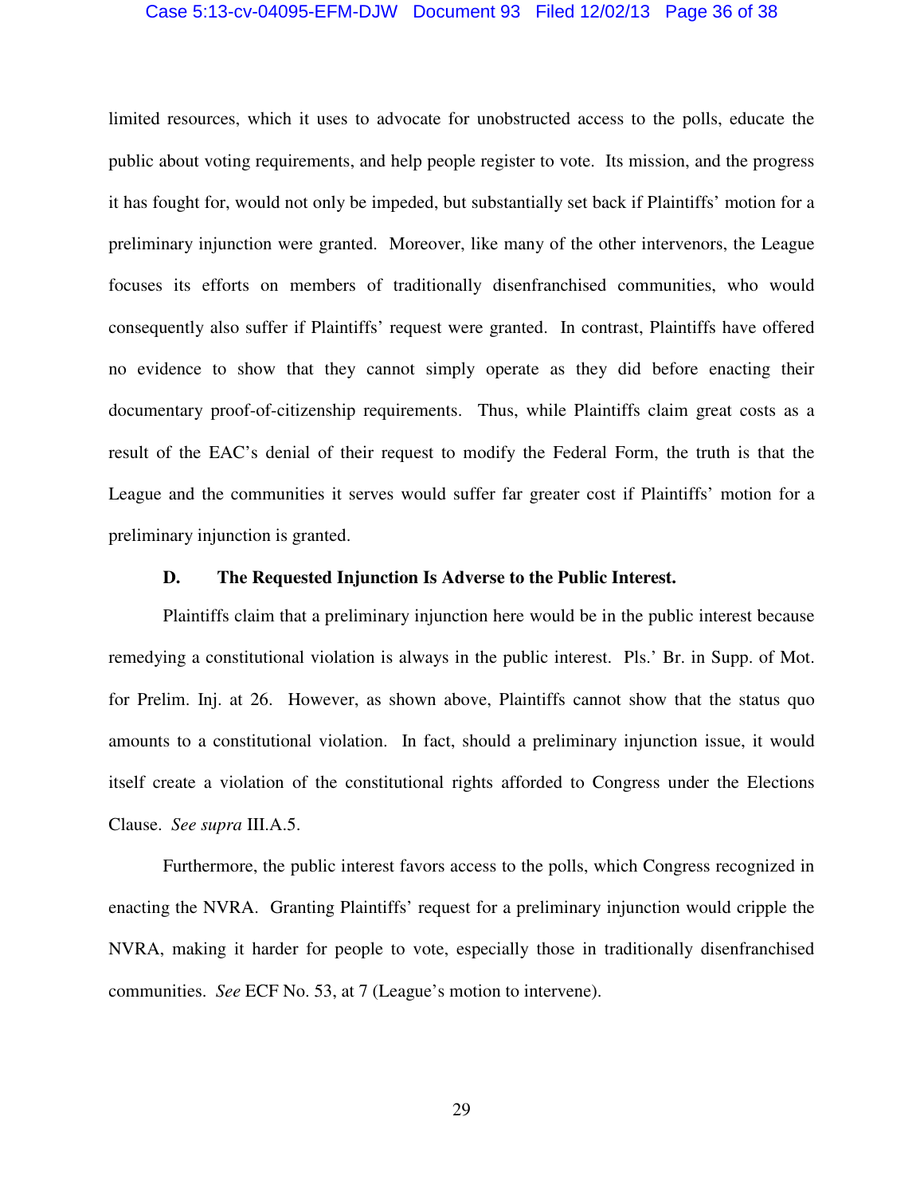limited resources, which it uses to advocate for unobstructed access to the polls, educate the public about voting requirements, and help people register to vote. Its mission, and the progress it has fought for, would not only be impeded, but substantially set back if Plaintiffs' motion for a preliminary injunction were granted. Moreover, like many of the other intervenors, the League focuses its efforts on members of traditionally disenfranchised communities, who would consequently also suffer if Plaintiffs' request were granted. In contrast, Plaintiffs have offered no evidence to show that they cannot simply operate as they did before enacting their documentary proof-of-citizenship requirements. Thus, while Plaintiffs claim great costs as a result of the EAC's denial of their request to modify the Federal Form, the truth is that the League and the communities it serves would suffer far greater cost if Plaintiffs' motion for a preliminary injunction is granted.

### D. The Requested Injunction Is Adverse to the Public Interest.

Plaintiffs claim that a preliminary injunction here would be in the public interest because remedying a constitutional violation is always in the public interest. Pls.' Br. in Supp. of Mot. for Prelim. Inj. at 26. However, as shown above, Plaintiffs cannot show that the status quo amounts to a constitutional violation. In fact, should a preliminary injunction issue, it would itself create a violation of the constitutional rights afforded to Congress under the Elections Clause. *See supra* III.A.5.

Furthermore, the public interest favors access to the polls, which Congress recognized in enacting the NVRA. Granting Plaintiffs' request for a preliminary injunction would cripple the NVRA, making it harder for people to vote, especially those in traditionally disenfranchised communities. *See* ECF No. 53, at 7 (League's motion to intervene).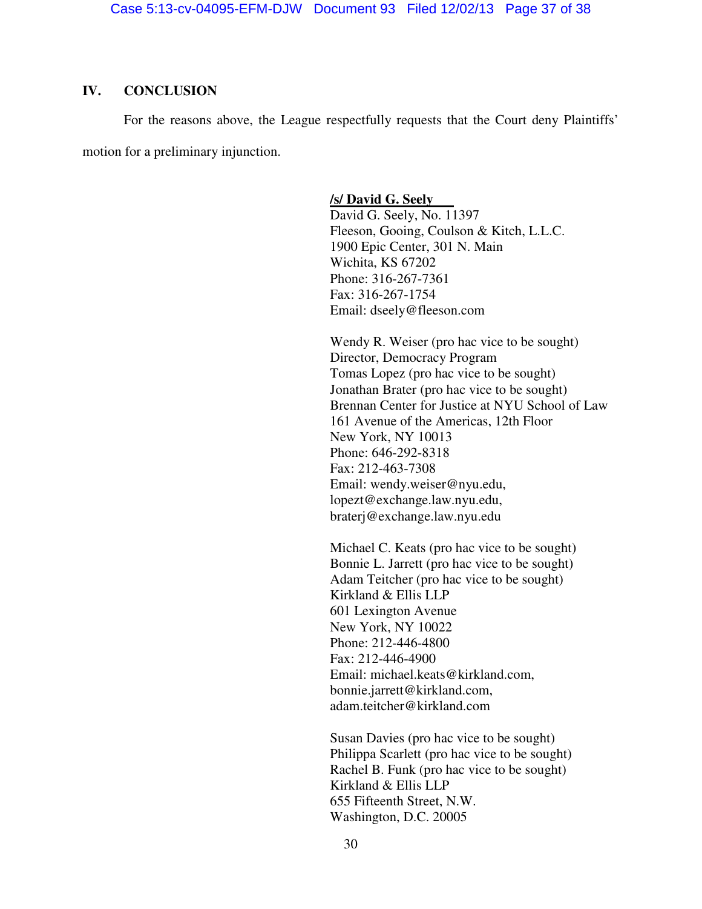## IV. CONCLUSION

For the reasons above, the League respectfully requests that the Court deny Plaintiffs' motion for a preliminary injunction.

**/s/ David G. Seely**
David G. Seely, No. 11397
Fleeson, Gooing, Coulson & Kitch, L.L.C.
1900 Epic Center, 301 N. Main
Wichita, KS 67202
Phone: 316-267-7361
Fax: 316-267-1754
Email: dseely@fleeson.com

Wendy R. Weiser (pro hac vice to be sought)
Director, Democracy Program
Tomas Lopez (pro hac vice to be sought)
Jonathan Brater (pro hac vice to be sought)
Brennan Center for Justice at NYU School of Law
161 Avenue of the Americas, 12th Floor
New York, NY 10013
Phone: 646-292-8318
Fax: 212-463-7308
Email: wendy.weiser@nyu.edu,
lopezt@exchange.law.nyu.edu,
braterj@exchange.law.nyu.edu

Michael C. Keats (pro hac vice to be sought)
Bonnie L. Jarrett (pro hac vice to be sought)
Adam Teitcher (pro hac vice to be sought)
Kirkland & Ellis LLP
601 Lexington Avenue
New York, NY 10022
Phone: 212-446-4800
Fax: 212-446-4900
Email: michael.keats@kirkland.com,
bonnie.jarrett@kirkland.com,
adam.teitcher@kirkland.com

Susan Davies (pro hac vice to be sought)
Philippa Scarlett (pro hac vice to be sought)
Rachel B. Funk (pro hac vice to be sought)
Kirkland & Ellis LLP
655 Fifteenth Street, N.W.
Washington, D.C. 20005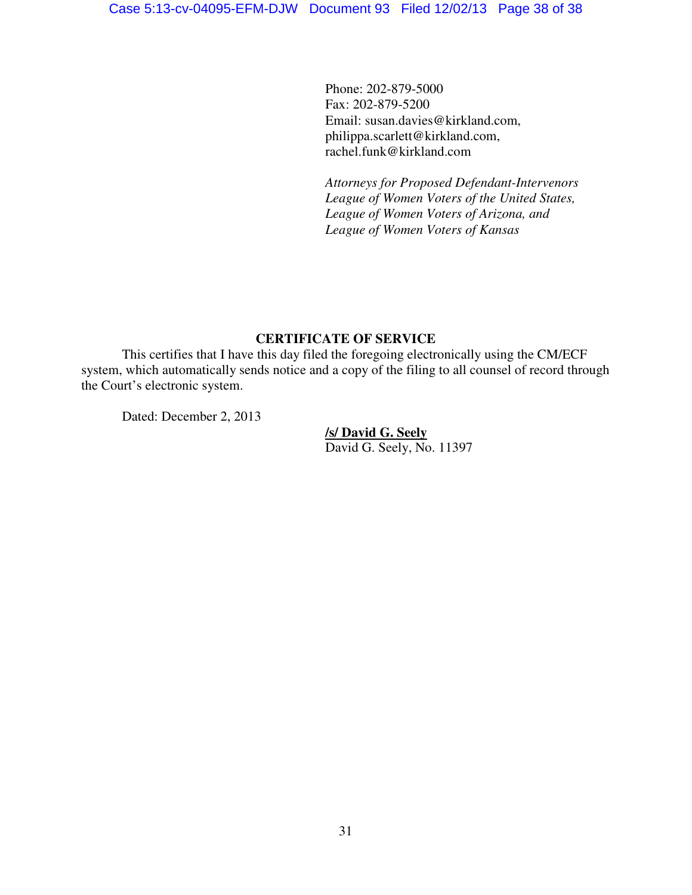Phone: 202-879-5000
Fax: 202-879-5200
Email: susan.davies@kirkland.com,
philippa.scarlett@kirkland.com,
rachel.funk@kirkland.com

*Attorneys for Proposed Defendant-Intervenors League of Women Voters of the United States, League of Women Voters of Arizona, and League of Women Voters of Kansas*

**CERTIFICATE OF SERVICE**

This certifies that I have this day filed the foregoing electronically using the CM/ECF system, which automatically sends notice and a copy of the filing to all counsel of record through the Court's electronic system.

Dated: December 2, 2013

**/s/ David G. Seely**
David G. Seely, No. 11397